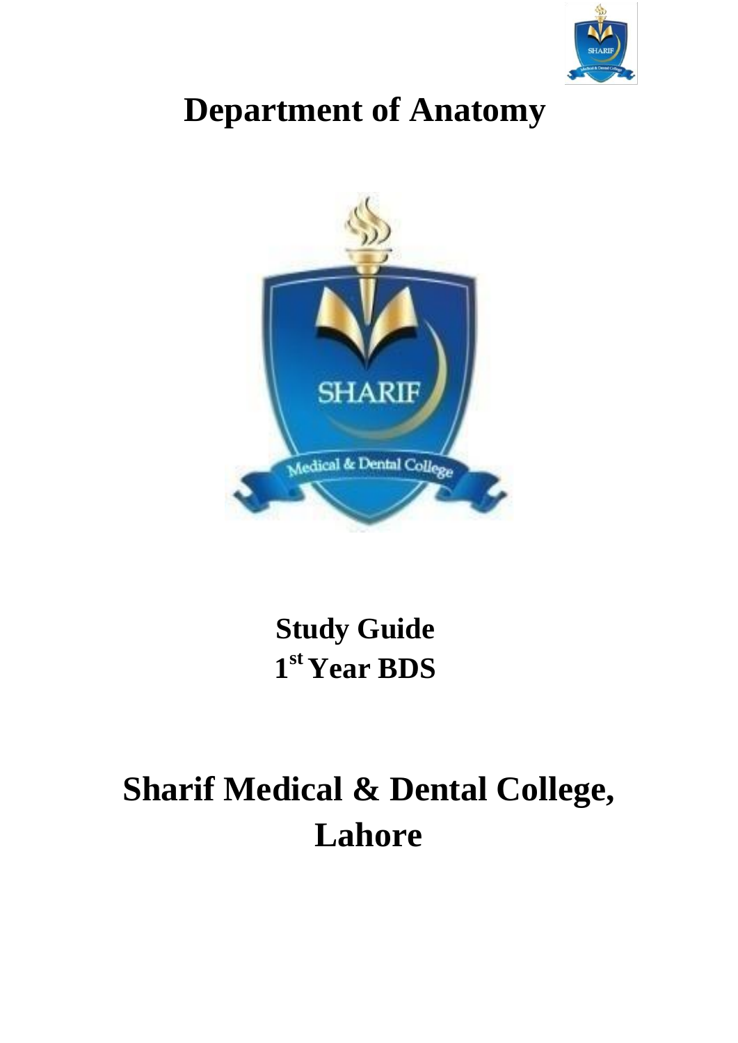# Department of Anatomy

## Study Guide
## 1st Year BDS

# Sharif Medical & Dental College, Lahore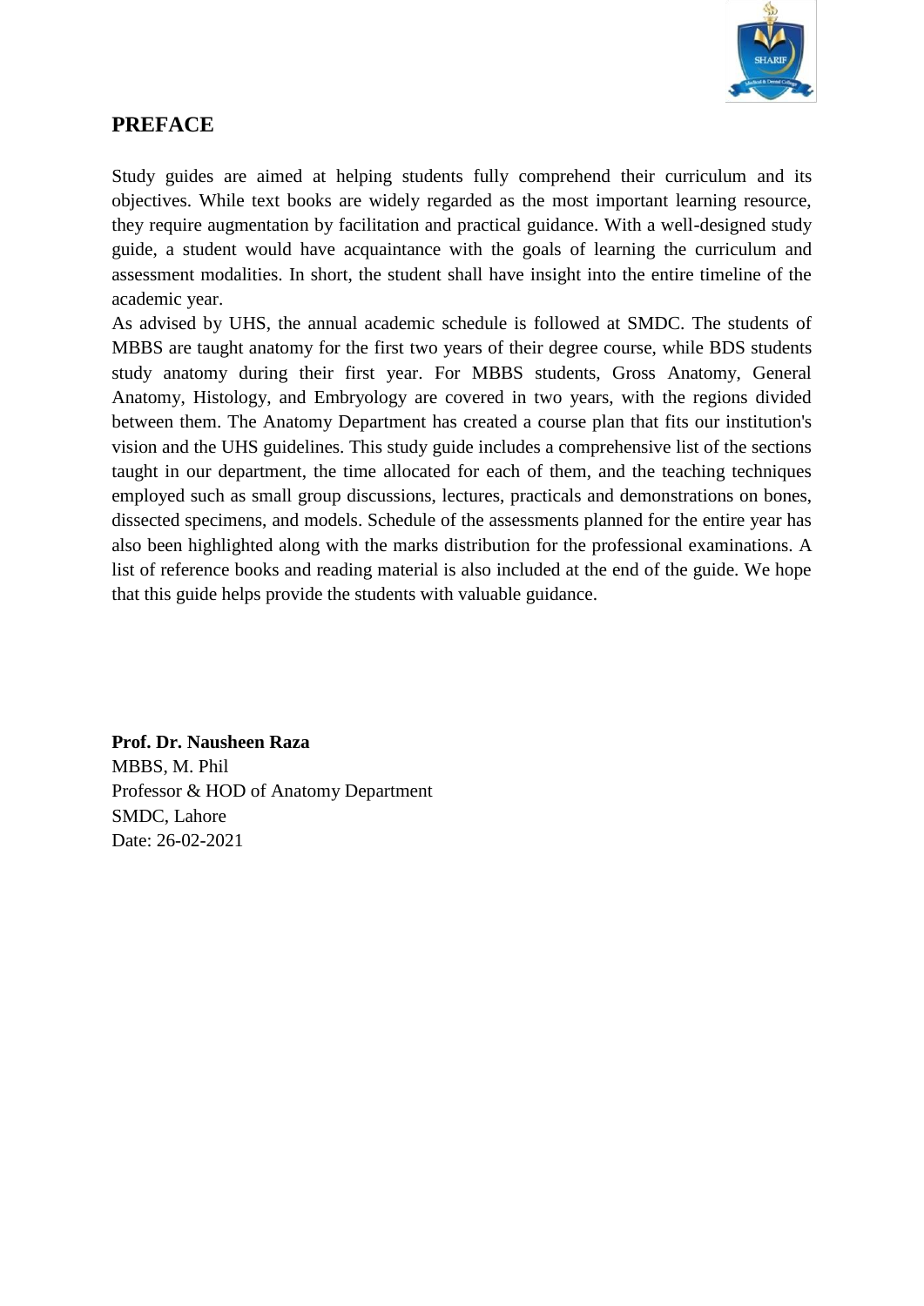# PREFACE

Study guides are aimed at helping students fully comprehend their curriculum and its objectives. While text books are widely regarded as the most important learning resource, they require augmentation by facilitation and practical guidance. With a well-designed study guide, a student would have acquaintance with the goals of learning the curriculum and assessment modalities. In short, the student shall have insight into the entire timeline of the academic year.

As advised by UHS, the annual academic schedule is followed at SMDC. The students of MBBS are taught anatomy for the first two years of their degree course, while BDS students study anatomy during their first year. For MBBS students, Gross Anatomy, General Anatomy, Histology, and Embryology are covered in two years, with the regions divided between them. The Anatomy Department has created a course plan that fits our institution's vision and the UHS guidelines. This study guide includes a comprehensive list of the sections taught in our department, the time allocated for each of them, and the teaching techniques employed such as small group discussions, lectures, practicals and demonstrations on bones, dissected specimens, and models. Schedule of the assessments planned for the entire year has also been highlighted along with the marks distribution for the professional examinations. A list of reference books and reading material is also included at the end of the guide. We hope that this guide helps provide the students with valuable guidance.

**Prof. Dr. Nausheen Raza**
MBBS, M. Phil
Professor & HOD of Anatomy Department
SMDC, Lahore
Date: 26-02-2021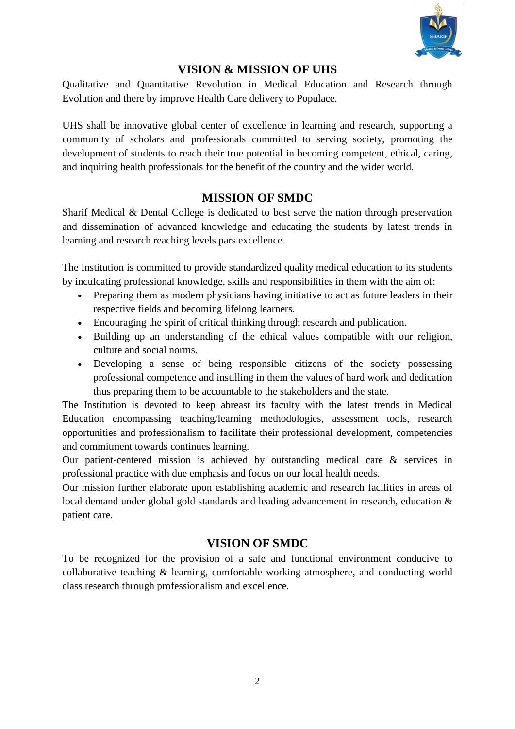## VISION & MISSION OF UHS

Qualitative and Quantitative Revolution in Medical Education and Research through Evolution and there by improve Health Care delivery to Populace.

UHS shall be innovative global center of excellence in learning and research, supporting a community of scholars and professionals committed to serving society, promoting the development of students to reach their true potential in becoming competent, ethical, caring, and inquiring health professionals for the benefit of the country and the wider world.

## MISSION OF SMDC

Sharif Medical & Dental College is dedicated to best serve the nation through preservation and dissemination of advanced knowledge and educating the students by latest trends in learning and research reaching levels pars excellence.

The Institution is committed to provide standardized quality medical education to its students by inculcating professional knowledge, skills and responsibilities in them with the aim of:

- Preparing them as modern physicians having initiative to act as future leaders in their respective fields and becoming lifelong learners.
- Encouraging the spirit of critical thinking through research and publication.
- Building up an understanding of the ethical values compatible with our religion, culture and social norms.
- Developing a sense of being responsible citizens of the society possessing professional competence and instilling in them the values of hard work and dedication thus preparing them to be accountable to the stakeholders and the state.

The Institution is devoted to keep abreast its faculty with the latest trends in Medical Education encompassing teaching/learning methodologies, assessment tools, research opportunities and professionalism to facilitate their professional development, competencies and commitment towards continues learning.

Our patient-centered mission is achieved by outstanding medical care & services in professional practice with due emphasis and focus on our local health needs.

Our mission further elaborate upon establishing academic and research facilities in areas of local demand under global gold standards and leading advancement in research, education & patient care.

## VISION OF SMDC

To be recognized for the provision of a safe and functional environment conducive to collaborative teaching & learning, comfortable working atmosphere, and conducting world class research through professionalism and excellence.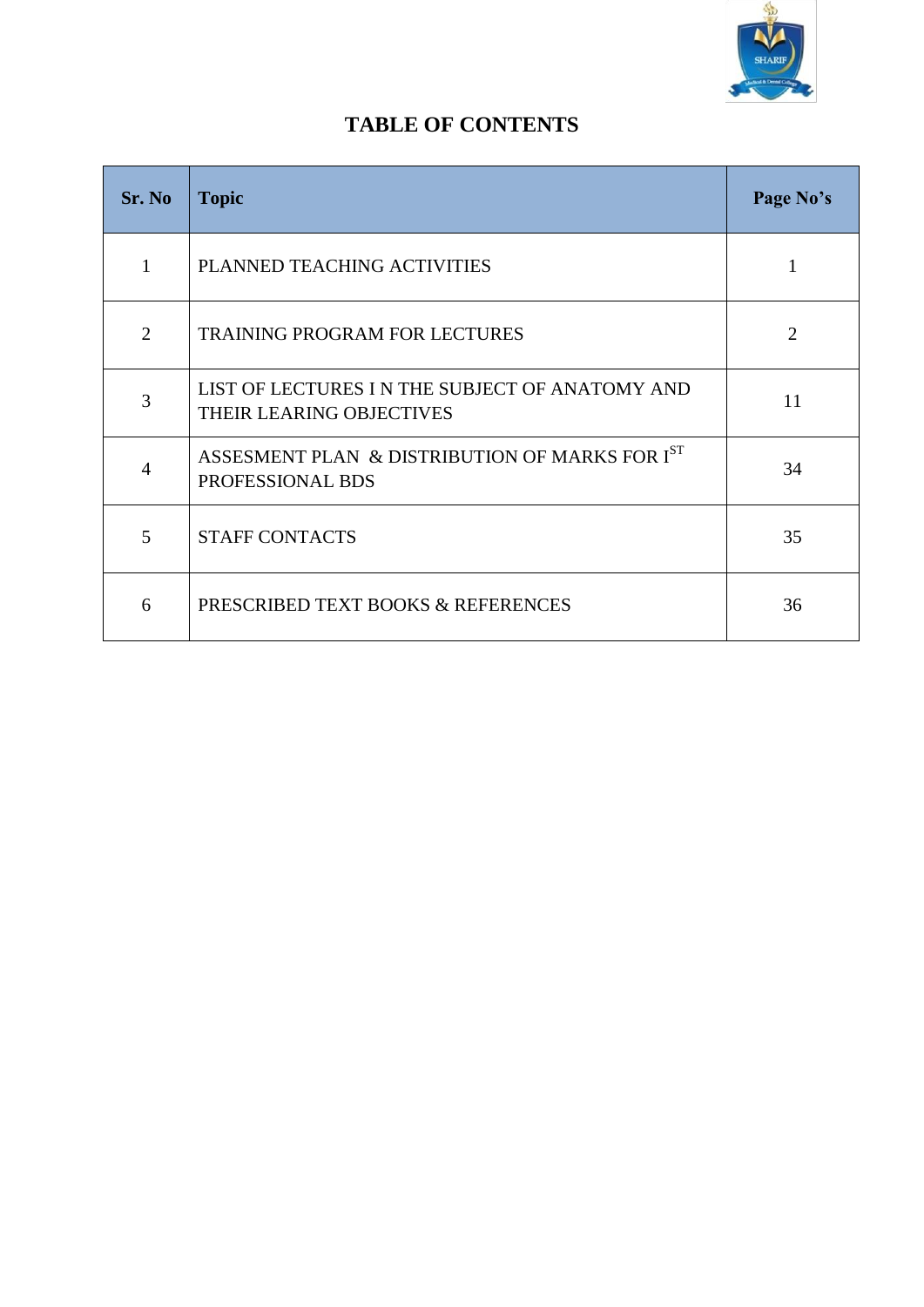# TABLE OF CONTENTS

| Sr. No | Topic | Page No's |
|---|---|---|
| 1 | PLANNED TEACHING ACTIVITIES | 1 |
| 2 | TRAINING PROGRAM FOR LECTURES | 2 |
| 3 | LIST OF LECTURES I N THE SUBJECT OF ANATOMY AND THEIR LEARING OBJECTIVES | 11 |
| 4 | ASSESMENT PLAN & DISTRIBUTION OF MARKS FOR I$^{ST}$ PROFESSIONAL BDS | 34 |
| 5 | STAFF CONTACTS | 35 |
| 6 | PRESCRIBED TEXT BOOKS & REFERENCES | 36 |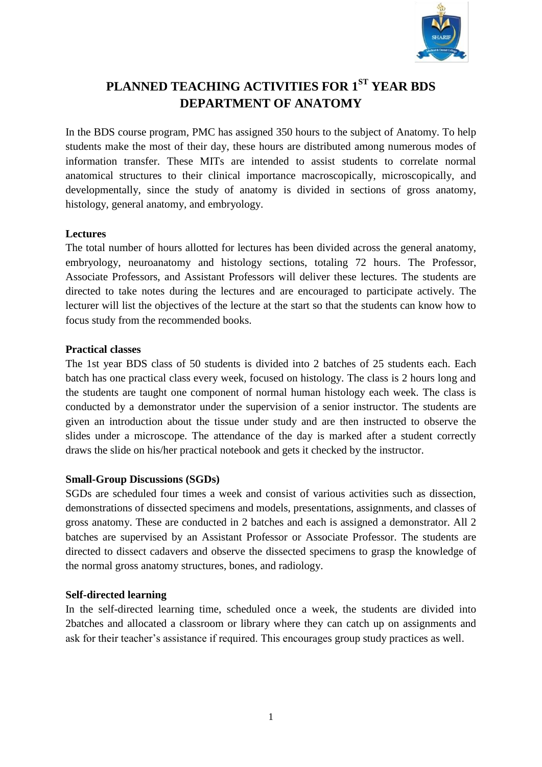# PLANNED TEACHING ACTIVITIES FOR 1ST YEAR BDS DEPARTMENT OF ANATOMY

In the BDS course program, PMC has assigned 350 hours to the subject of Anatomy. To help students make the most of their day, these hours are distributed among numerous modes of information transfer. These MITs are intended to assist students to correlate normal anatomical structures to their clinical importance macroscopically, microscopically, and developmentally, since the study of anatomy is divided in sections of gross anatomy, histology, general anatomy, and embryology.

**Lectures**

The total number of hours allotted for lectures has been divided across the general anatomy, embryology, neuroanatomy and histology sections, totaling 72 hours. The Professor, Associate Professors, and Assistant Professors will deliver these lectures. The students are directed to take notes during the lectures and are encouraged to participate actively. The lecturer will list the objectives of the lecture at the start so that the students can know how to focus study from the recommended books.

**Practical classes**

The 1st year BDS class of 50 students is divided into 2 batches of 25 students each. Each batch has one practical class every week, focused on histology. The class is 2 hours long and the students are taught one component of normal human histology each week. The class is conducted by a demonstrator under the supervision of a senior instructor. The students are given an introduction about the tissue under study and are then instructed to observe the slides under a microscope. The attendance of the day is marked after a student correctly draws the slide on his/her practical notebook and gets it checked by the instructor.

**Small-Group Discussions (SGDs)**

SGDs are scheduled four times a week and consist of various activities such as dissection, demonstrations of dissected specimens and models, presentations, assignments, and classes of gross anatomy. These are conducted in 2 batches and each is assigned a demonstrator. All 2 batches are supervised by an Assistant Professor or Associate Professor. The students are directed to dissect cadavers and observe the dissected specimens to grasp the knowledge of the normal gross anatomy structures, bones, and radiology.

**Self-directed learning**

In the self-directed learning time, scheduled once a week, the students are divided into 2batches and allocated a classroom or library where they can catch up on assignments and ask for their teacher's assistance if required. This encourages group study practices as well.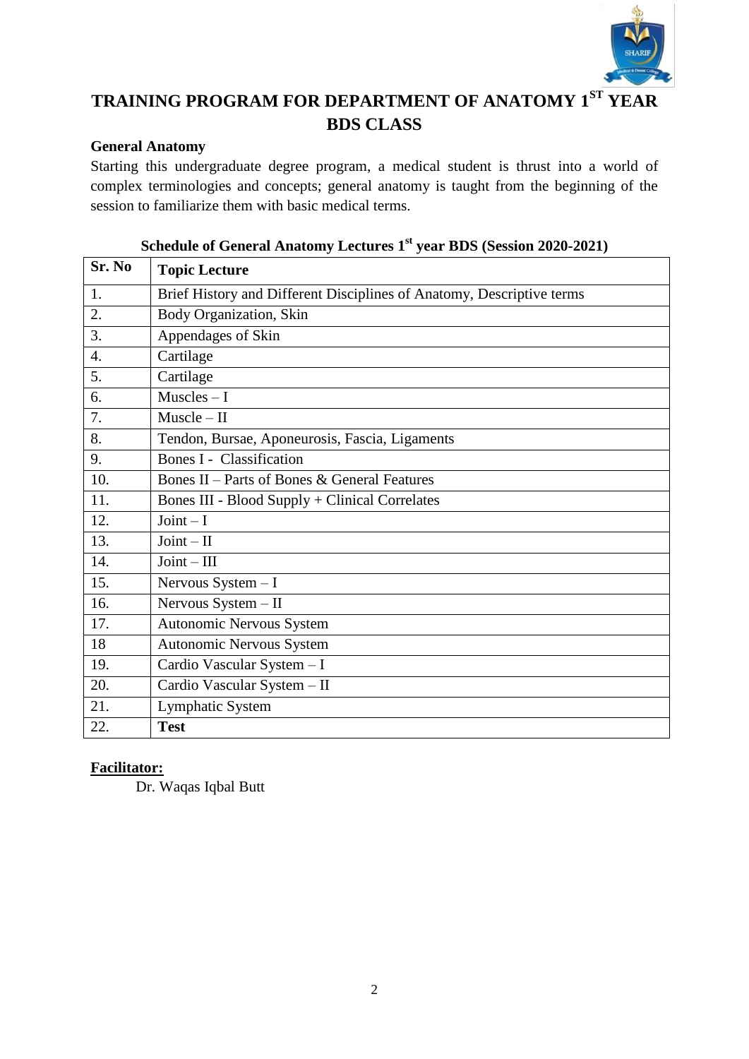# TRAINING PROGRAM FOR DEPARTMENT OF ANATOMY 1ST YEAR BDS CLASS

### General Anatomy

Starting this undergraduate degree program, a medical student is thrust into a world of complex terminologies and concepts; general anatomy is taught from the beginning of the session to familiarize them with basic medical terms.

**Schedule of General Anatomy Lectures 1st year BDS (Session 2020-2021)**

| Sr. No | Topic Lecture |
|---|---|
| 1. | Brief History and Different Disciplines of Anatomy, Descriptive terms |
| 2. | Body Organization, Skin |
| 3. | Appendages of Skin |
| 4. | Cartilage |
| 5. | Cartilage |
| 6. | Muscles – I |
| 7. | Muscle – II |
| 8. | Tendon, Bursae, Aponeurosis, Fascia, Ligaments |
| 9. | Bones I - Classification |
| 10. | Bones II – Parts of Bones & General Features |
| 11. | Bones III - Blood Supply + Clinical Correlates |
| 12. | Joint – I |
| 13. | Joint – II |
| 14. | Joint – III |
| 15. | Nervous System – I |
| 16. | Nervous System – II |
| 17. | Autonomic Nervous System |
| 18 | Autonomic Nervous System |
| 19. | Cardio Vascular System – I |
| 20. | Cardio Vascular System – II |
| 21. | Lymphatic System |
| 22. | **Test** |

**Facilitator:**

Dr. Waqas Iqbal Butt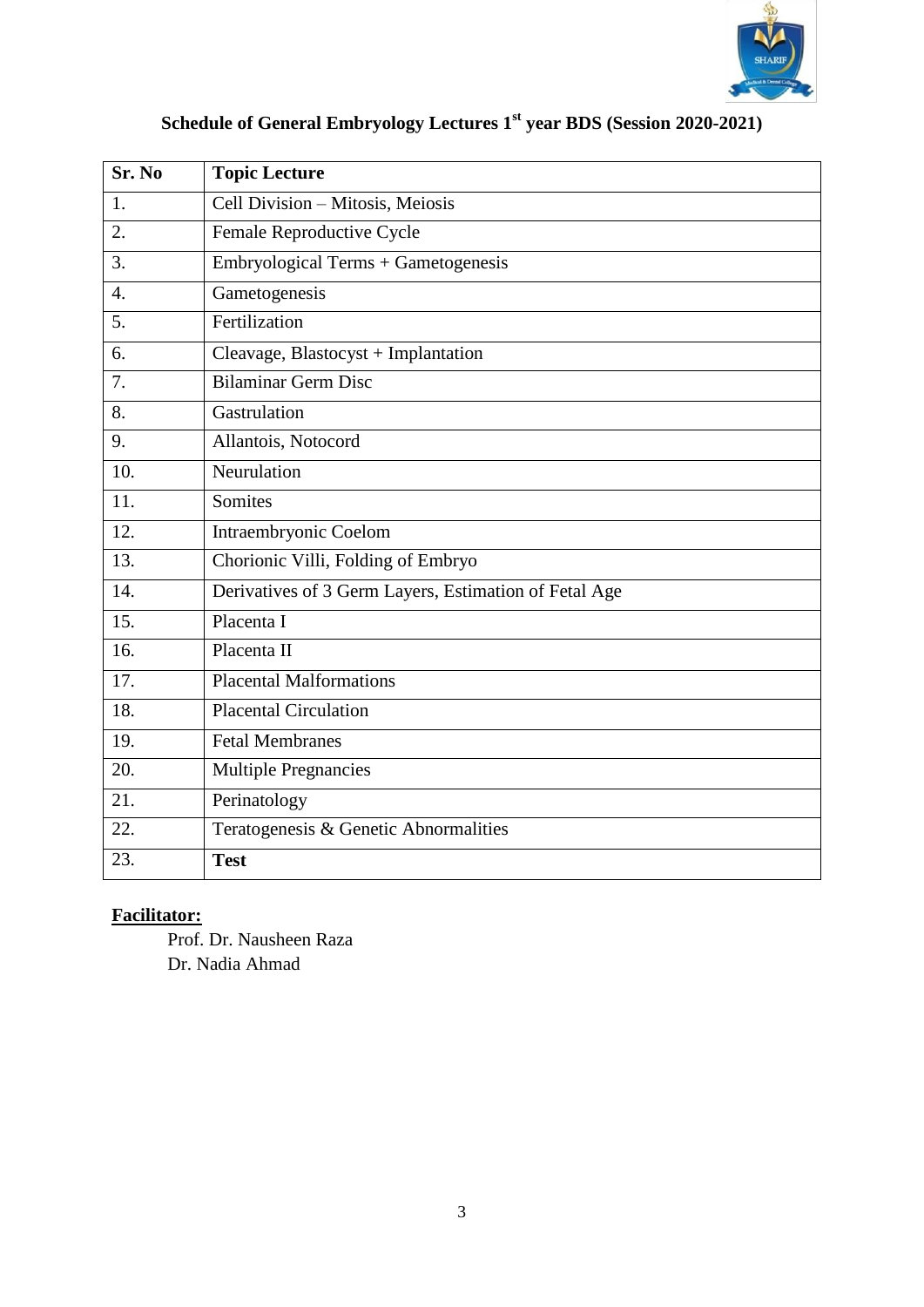## Schedule of General Embryology Lectures 1st year BDS (Session 2020-2021)

| Sr. No | Topic Lecture |
|---|---|
| 1. | Cell Division – Mitosis, Meiosis |
| 2. | Female Reproductive Cycle |
| 3. | Embryological Terms + Gametogenesis |
| 4. | Gametogenesis |
| 5. | Fertilization |
| 6. | Cleavage, Blastocyst + Implantation |
| 7. | Bilaminar Germ Disc |
| 8. | Gastrulation |
| 9. | Allantois, Notocord |
| 10. | Neurulation |
| 11. | Somites |
| 12. | Intraembryonic Coelom |
| 13. | Chorionic Villi, Folding of Embryo |
| 14. | Derivatives of 3 Germ Layers, Estimation of Fetal Age |
| 15. | Placenta I |
| 16. | Placenta II |
| 17. | Placental Malformations |
| 18. | Placental Circulation |
| 19. | Fetal Membranes |
| 20. | Multiple Pregnancies |
| 21. | Perinatology |
| 22. | Teratogenesis & Genetic Abnormalities |
| 23. | **Test** |

**Facilitator:**

Prof. Dr. Nausheen Raza
Dr. Nadia Ahmad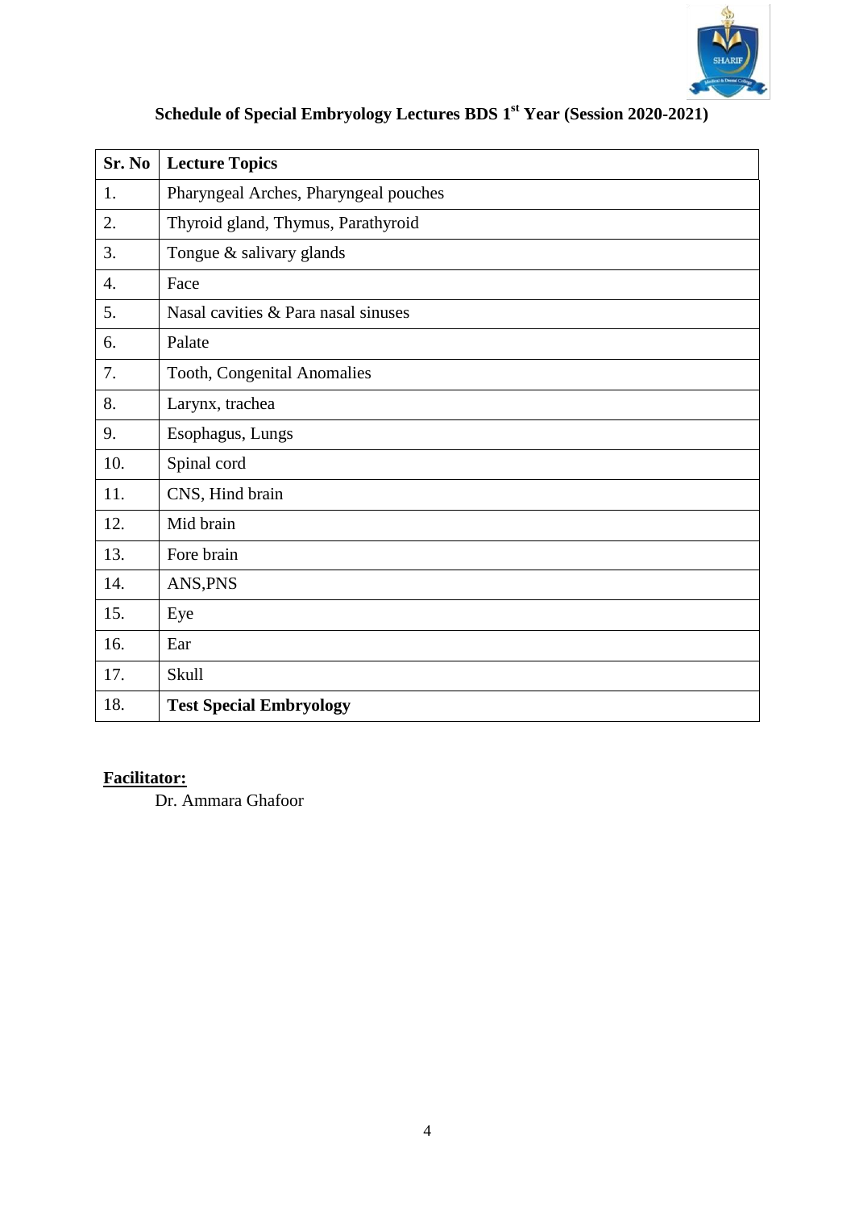## Schedule of Special Embryology Lectures BDS 1st Year (Session 2020-2021)

| Sr. No | Lecture Topics |
|---|---|
| 1. | Pharyngeal Arches, Pharyngeal pouches |
| 2. | Thyroid gland, Thymus, Parathyroid |
| 3. | Tongue & salivary glands |
| 4. | Face |
| 5. | Nasal cavities & Para nasal sinuses |
| 6. | Palate |
| 7. | Tooth, Congenital Anomalies |
| 8. | Larynx, trachea |
| 9. | Esophagus, Lungs |
| 10. | Spinal cord |
| 11. | CNS, Hind brain |
| 12. | Mid brain |
| 13. | Fore brain |
| 14. | ANS,PNS |
| 15. | Eye |
| 16. | Ear |
| 17. | Skull |
| 18. | **Test Special Embryology** |

**Facilitator:**

Dr. Ammara Ghafoor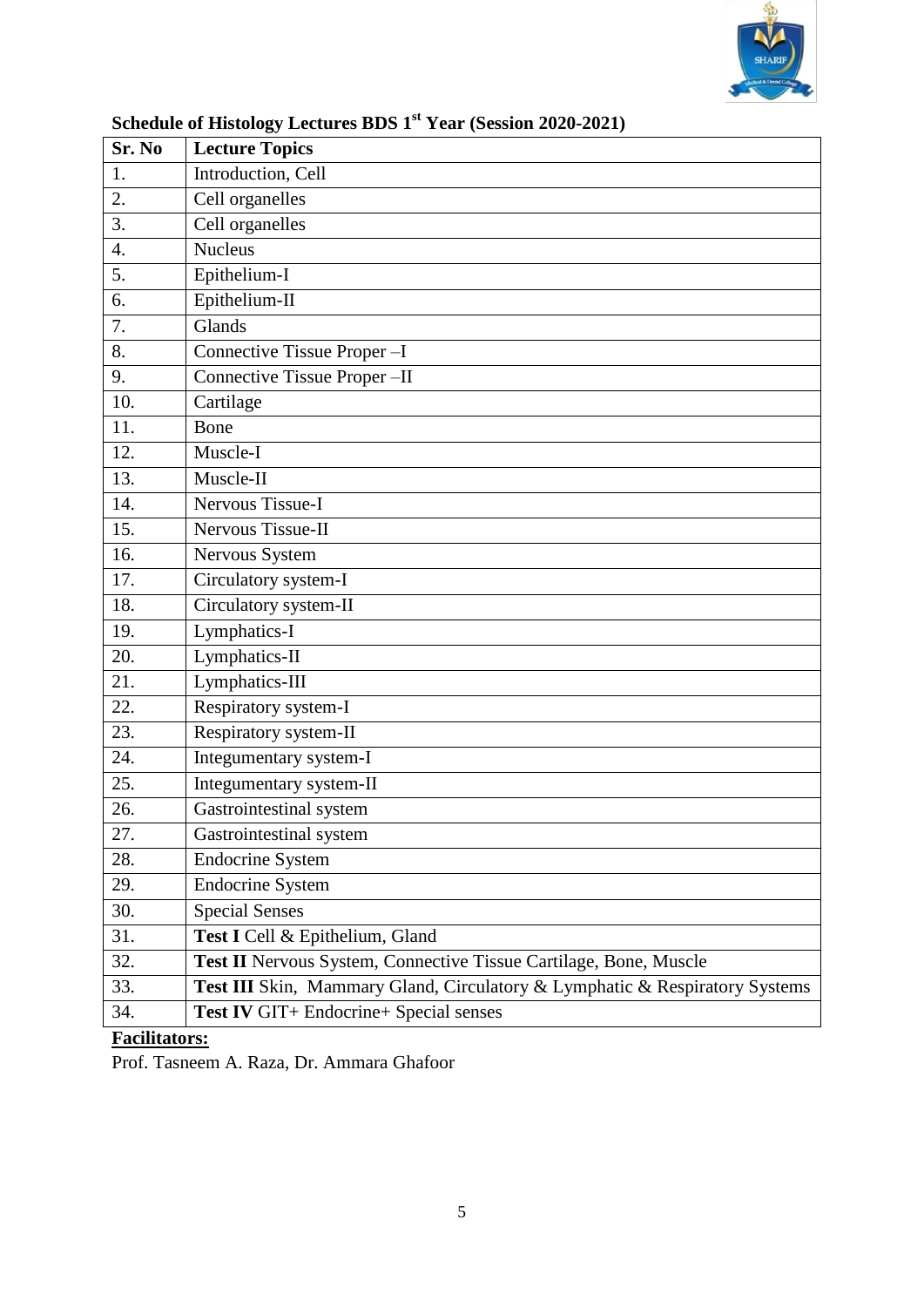**Schedule of Histology Lectures BDS 1st Year (Session 2020-2021)**

| Sr. No | Lecture Topics |
|---|---|
| 1. | Introduction, Cell |
| 2. | Cell organelles |
| 3. | Cell organelles |
| 4. | Nucleus |
| 5. | Epithelium-I |
| 6. | Epithelium-II |
| 7. | Glands |
| 8. | Connective Tissue Proper –I |
| 9. | Connective Tissue Proper –II |
| 10. | Cartilage |
| 11. | Bone |
| 12. | Muscle-I |
| 13. | Muscle-II |
| 14. | Nervous Tissue-I |
| 15. | Nervous Tissue-II |
| 16. | Nervous System |
| 17. | Circulatory system-I |
| 18. | Circulatory system-II |
| 19. | Lymphatics-I |
| 20. | Lymphatics-II |
| 21. | Lymphatics-III |
| 22. | Respiratory system-I |
| 23. | Respiratory system-II |
| 24. | Integumentary system-I |
| 25. | Integumentary system-II |
| 26. | Gastrointestinal system |
| 27. | Gastrointestinal system |
| 28. | Endocrine System |
| 29. | Endocrine System |
| 30. | Special Senses |
| 31. | **Test I** Cell & Epithelium, Gland |
| 32. | **Test II** Nervous System, Connective Tissue Cartilage, Bone, Muscle |
| 33. | **Test III** Skin, Mammary Gland, Circulatory & Lymphatic & Respiratory Systems |
| 34. | **Test IV** GIT+ Endocrine+ Special senses |

**Facilitators:**

Prof. Tasneem A. Raza, Dr. Ammara Ghafoor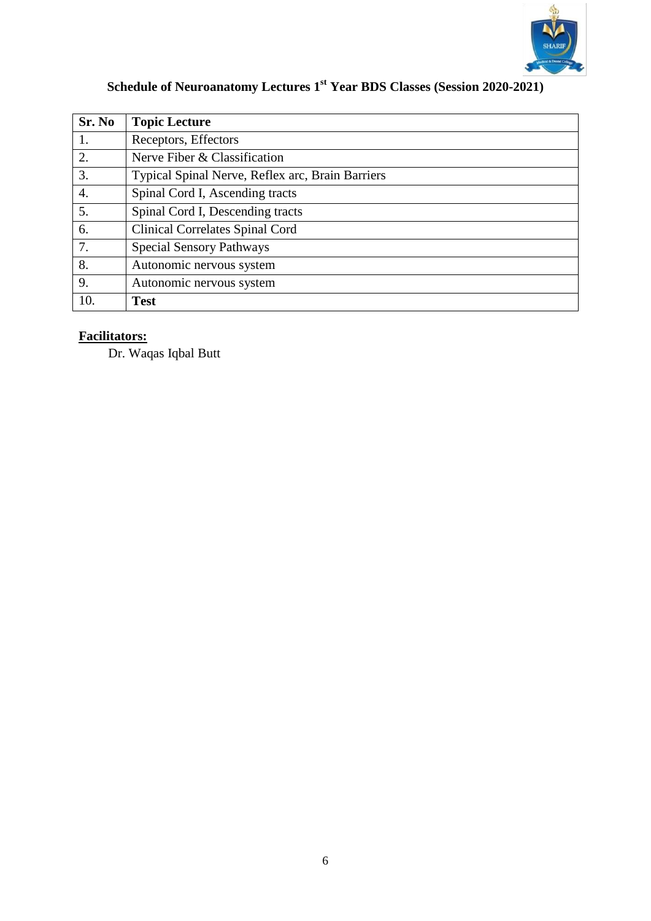# Schedule of Neuroanatomy Lectures 1st Year BDS Classes (Session 2020-2021)

| Sr. No | Topic Lecture |
|---|---|
| 1. | Receptors, Effectors |
| 2. | Nerve Fiber & Classification |
| 3. | Typical Spinal Nerve, Reflex arc, Brain Barriers |
| 4. | Spinal Cord I, Ascending tracts |
| 5. | Spinal Cord I, Descending tracts |
| 6. | Clinical Correlates Spinal Cord |
| 7. | Special Sensory Pathways |
| 8. | Autonomic nervous system |
| 9. | Autonomic nervous system |
| 10. | **Test** |

**Facilitators:**

Dr. Waqas Iqbal Butt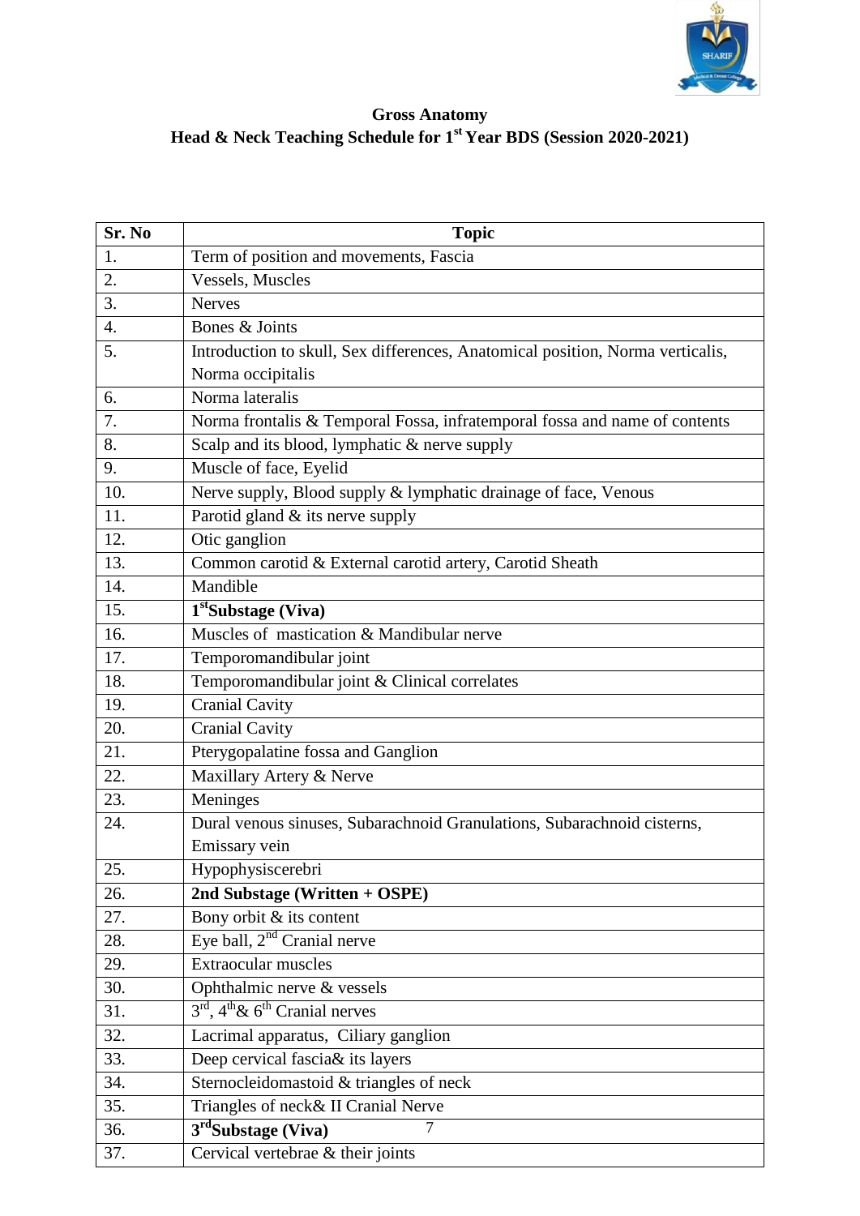**Gross Anatomy**

**Head & Neck Teaching Schedule for 1st Year BDS (Session 2020-2021)**

| Sr. No | Topic |
|---|---|
| 1. | Term of position and movements, Fascia |
| 2. | Vessels, Muscles |
| 3. | Nerves |
| 4. | Bones & Joints |
| 5. | Introduction to skull, Sex differences, Anatomical position, Norma verticalis, Norma occipitalis |
| 6. | Norma lateralis |
| 7. | Norma frontalis & Temporal Fossa, infratemporal fossa and name of contents |
| 8. | Scalp and its blood, lymphatic & nerve supply |
| 9. | Muscle of face, Eyelid |
| 10. | Nerve supply, Blood supply & lymphatic drainage of face, Venous |
| 11. | Parotid gland & its nerve supply |
| 12. | Otic ganglion |
| 13. | Common carotid & External carotid artery, Carotid Sheath |
| 14. | Mandible |
| 15. | **1st Substage (Viva)** |
| 16. | Muscles of mastication & Mandibular nerve |
| 17. | Temporomandibular joint |
| 18. | Temporomandibular joint & Clinical correlates |
| 19. | Cranial Cavity |
| 20. | Cranial Cavity |
| 21. | Pterygopalatine fossa and Ganglion |
| 22. | Maxillary Artery & Nerve |
| 23. | Meninges |
| 24. | Dural venous sinuses, Subarachnoid Granulations, Subarachnoid cisterns, Emissary vein |
| 25. | Hypophysiscerebri |
| 26. | **2nd Substage (Written + OSPE)** |
| 27. | Bony orbit & its content |
| 28. | Eye ball, 2nd Cranial nerve |
| 29. | Extraocular muscles |
| 30. | Ophthalmic nerve & vessels |
| 31. | 3rd, 4th & 6th Cranial nerves |
| 32. | Lacrimal apparatus, Ciliary ganglion |
| 33. | Deep cervical fascia& its layers |
| 34. | Sternocleidomastoid & triangles of neck |
| 35. | Triangles of neck& II Cranial Nerve |
| 36. | **3rd Substage (Viva)** |
| 37. | Cervical vertebrae & their joints |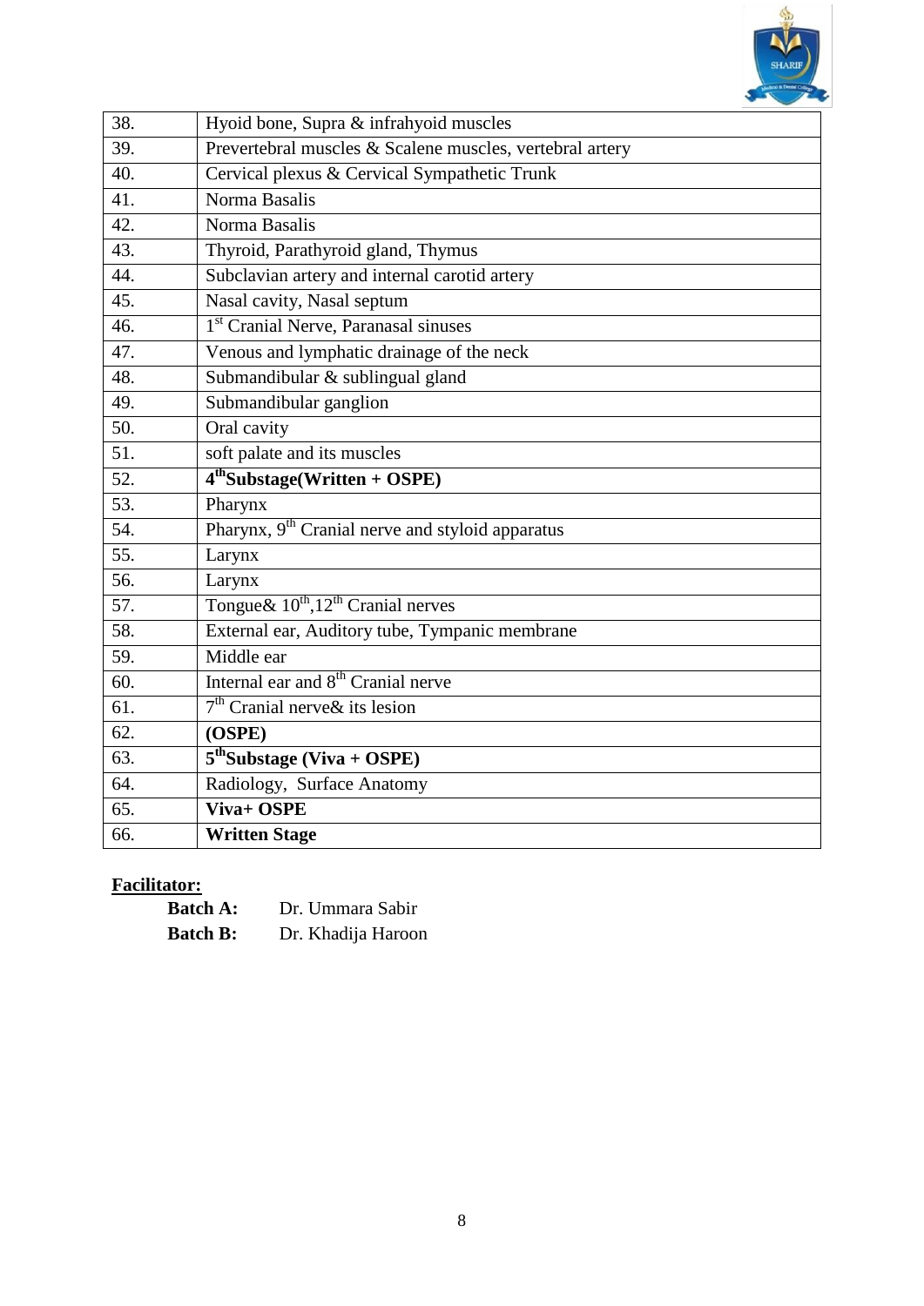| | |
|---|---|
| 38. | Hyoid bone, Supra & infrahyoid muscles |
| 39. | Prevertebral muscles & Scalene muscles, vertebral artery |
| 40. | Cervical plexus & Cervical Sympathetic Trunk |
| 41. | Norma Basalis |
| 42. | Norma Basalis |
| 43. | Thyroid, Parathyroid gland, Thymus |
| 44. | Subclavian artery and internal carotid artery |
| 45. | Nasal cavity, Nasal septum |
| 46. | 1st Cranial Nerve, Paranasal sinuses |
| 47. | Venous and lymphatic drainage of the neck |
| 48. | Submandibular & sublingual gland |
| 49. | Submandibular ganglion |
| 50. | Oral cavity |
| 51. | soft palate and its muscles |
| 52. | **4thSubstage(Written + OSPE)** |
| 53. | Pharynx |
| 54. | Pharynx, 9th Cranial nerve and styloid apparatus |
| 55. | Larynx |
| 56. | Larynx |
| 57. | Tongue& 10th,12th Cranial nerves |
| 58. | External ear, Auditory tube, Tympanic membrane |
| 59. | Middle ear |
| 60. | Internal ear and 8th Cranial nerve |
| 61. | 7th Cranial nerve& its lesion |
| 62. | **(OSPE)** |
| 63. | **5thSubstage (Viva + OSPE)** |
| 64. | Radiology, Surface Anatomy |
| 65. | **Viva+ OSPE** |
| 66. | **Written Stage** |

**Facilitator:**

**Batch A:** Dr. Ummara Sabir

**Batch B:** Dr. Khadija Haroon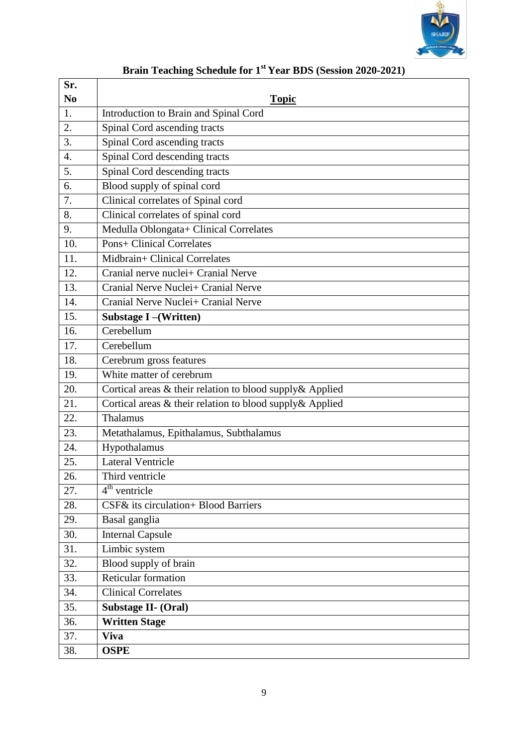## Brain Teaching Schedule for 1st Year BDS (Session 2020-2021)

| Sr. No | Topic |
|---|---|
| 1. | Introduction to Brain and Spinal Cord |
| 2. | Spinal Cord ascending tracts |
| 3. | Spinal Cord ascending tracts |
| 4. | Spinal Cord descending tracts |
| 5. | Spinal Cord descending tracts |
| 6. | Blood supply of spinal cord |
| 7. | Clinical correlates of Spinal cord |
| 8. | Clinical correlates of spinal cord |
| 9. | Medulla Oblongata+ Clinical Correlates |
| 10. | Pons+ Clinical Correlates |
| 11. | Midbrain+ Clinical Correlates |
| 12. | Cranial nerve nuclei+ Cranial Nerve |
| 13. | Cranial Nerve Nuclei+ Cranial Nerve |
| 14. | Cranial Nerve Nuclei+ Cranial Nerve |
| 15. | **Substage I –(Written)** |
| 16. | Cerebellum |
| 17. | Cerebellum |
| 18. | Cerebrum gross features |
| 19. | White matter of cerebrum |
| 20. | Cortical areas & their relation to blood supply& Applied |
| 21. | Cortical areas & their relation to blood supply& Applied |
| 22. | Thalamus |
| 23. | Metathalamus, Epithalamus, Subthalamus |
| 24. | Hypothalamus |
| 25. | Lateral Ventricle |
| 26. | Third ventricle |
| 27. | 4th ventricle |
| 28. | CSF& its circulation+ Blood Barriers |
| 29. | Basal ganglia |
| 30. | Internal Capsule |
| 31. | Limbic system |
| 32. | Blood supply of brain |
| 33. | Reticular formation |
| 34. | Clinical Correlates |
| 35. | **Substage II- (Oral)** |
| 36. | **Written Stage** |
| 37. | **Viva** |
| 38. | **OSPE** |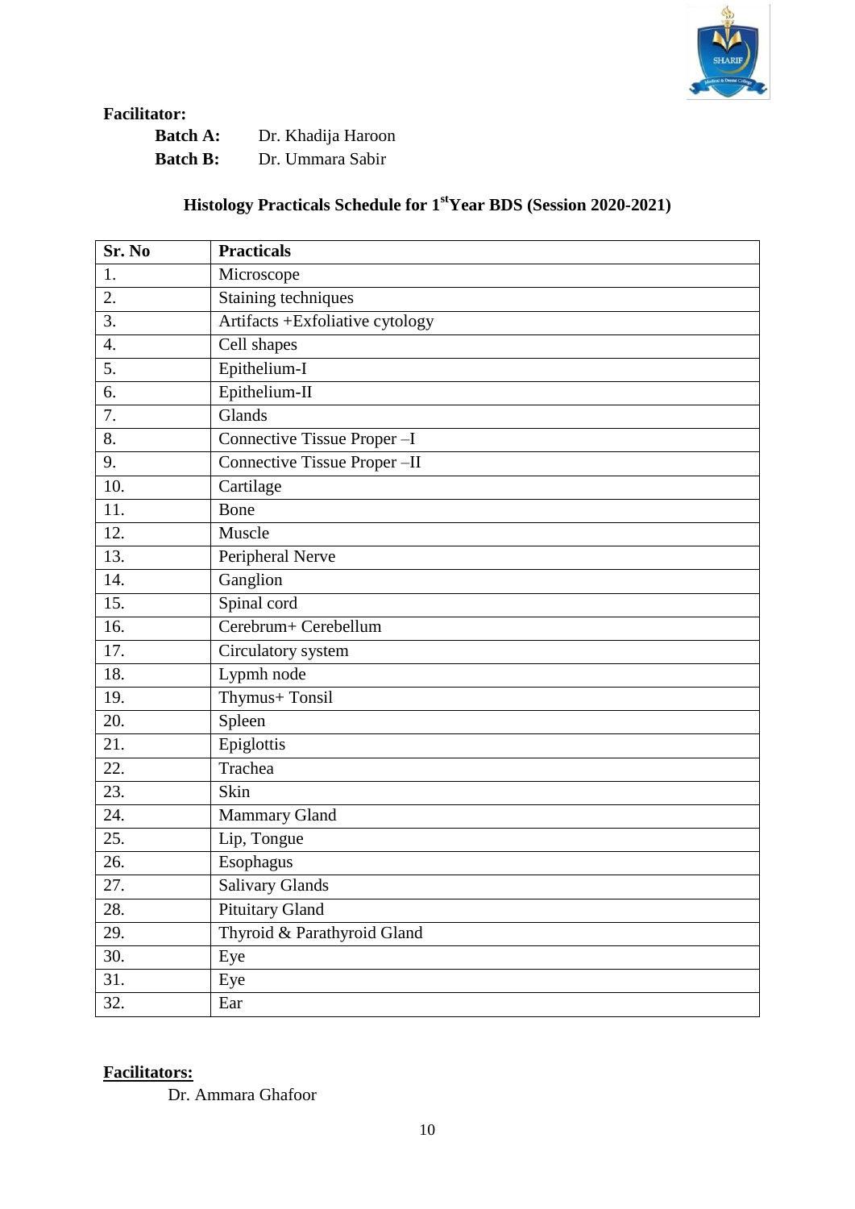**Facilitator:**

**Batch A:** Dr. Khadija Haroon
**Batch B:** Dr. Ummara Sabir

## Histology Practicals Schedule for 1st Year BDS (Session 2020-2021)

| Sr. No | Practicals |
|---|---|
| 1. | Microscope |
| 2. | Staining techniques |
| 3. | Artifacts +Exfoliative cytology |
| 4. | Cell shapes |
| 5. | Epithelium-I |
| 6. | Epithelium-II |
| 7. | Glands |
| 8. | Connective Tissue Proper –I |
| 9. | Connective Tissue Proper –II |
| 10. | Cartilage |
| 11. | Bone |
| 12. | Muscle |
| 13. | Peripheral Nerve |
| 14. | Ganglion |
| 15. | Spinal cord |
| 16. | Cerebrum+ Cerebellum |
| 17. | Circulatory system |
| 18. | Lypmh node |
| 19. | Thymus+ Tonsil |
| 20. | Spleen |
| 21. | Epiglottis |
| 22. | Trachea |
| 23. | Skin |
| 24. | Mammary Gland |
| 25. | Lip, Tongue |
| 26. | Esophagus |
| 27. | Salivary Glands |
| 28. | Pituitary Gland |
| 29. | Thyroid & Parathyroid Gland |
| 30. | Eye |
| 31. | Eye |
| 32. | Ear |

**Facilitators:**

Dr. Ammara Ghafoor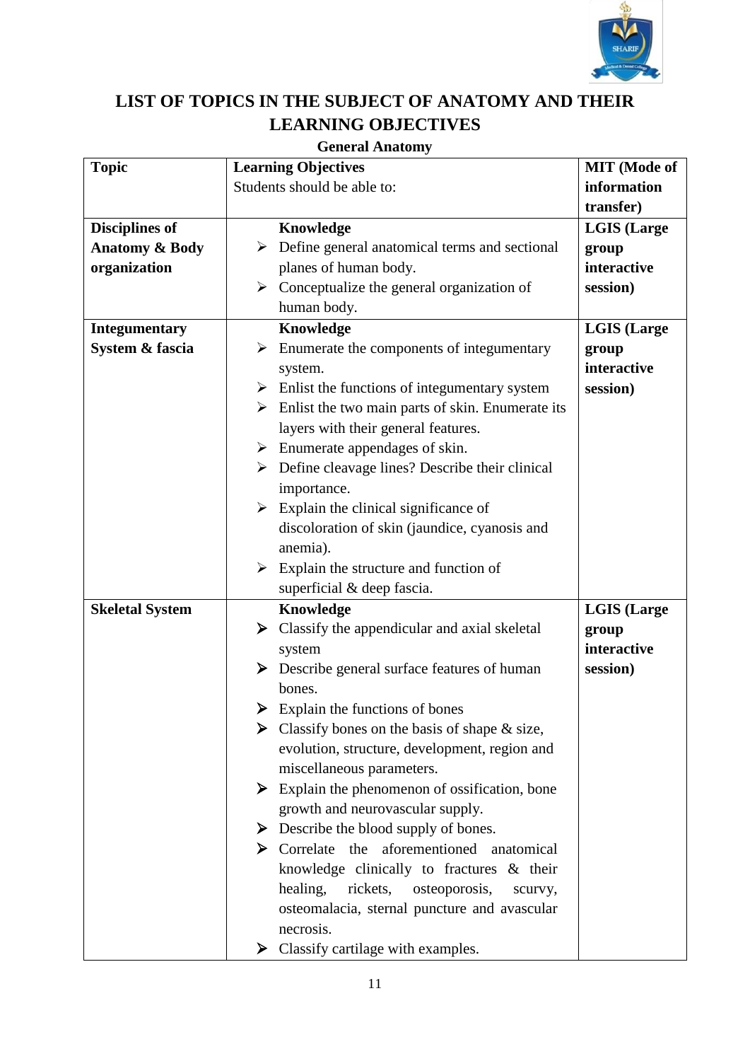# LIST OF TOPICS IN THE SUBJECT OF ANATOMY AND THEIR LEARNING OBJECTIVES

## General Anatomy

| Topic | Learning Objectives<br>Students should be able to: | MIT (Mode of information transfer) |
|---|---|---|
| **Disciplines of Anatomy & Body organization** | **Knowledge**<br>➢ Define general anatomical terms and sectional planes of human body.<br>➢ Conceptualize the general organization of human body. | **LGIS (Large group interactive session)** |
| **Integumentary System & fascia** | **Knowledge**<br>➢ Enumerate the components of integumentary system.<br>➢ Enlist the functions of integumentary system<br>➢ Enlist the two main parts of skin. Enumerate its layers with their general features.<br>➢ Enumerate appendages of skin.<br>➢ Define cleavage lines? Describe their clinical importance.<br>➢ Explain the clinical significance of discoloration of skin (jaundice, cyanosis and anemia).<br>➢ Explain the structure and function of superficial & deep fascia. | **LGIS (Large group interactive session)** |
| **Skeletal System** | **Knowledge**<br>➢ Classify the appendicular and axial skeletal system<br>➢ Describe general surface features of human bones.<br>➢ Explain the functions of bones<br>➢ Classify bones on the basis of shape & size, evolution, structure, development, region and miscellaneous parameters.<br>➢ Explain the phenomenon of ossification, bone growth and neurovascular supply.<br>➢ Describe the blood supply of bones.<br>➢ Correlate the aforementioned anatomical knowledge clinically to fractures & their healing, rickets, osteoporosis, scurvy, osteomalacia, sternal puncture and avascular necrosis.<br>➢ Classify cartilage with examples. | **LGIS (Large group interactive session)** |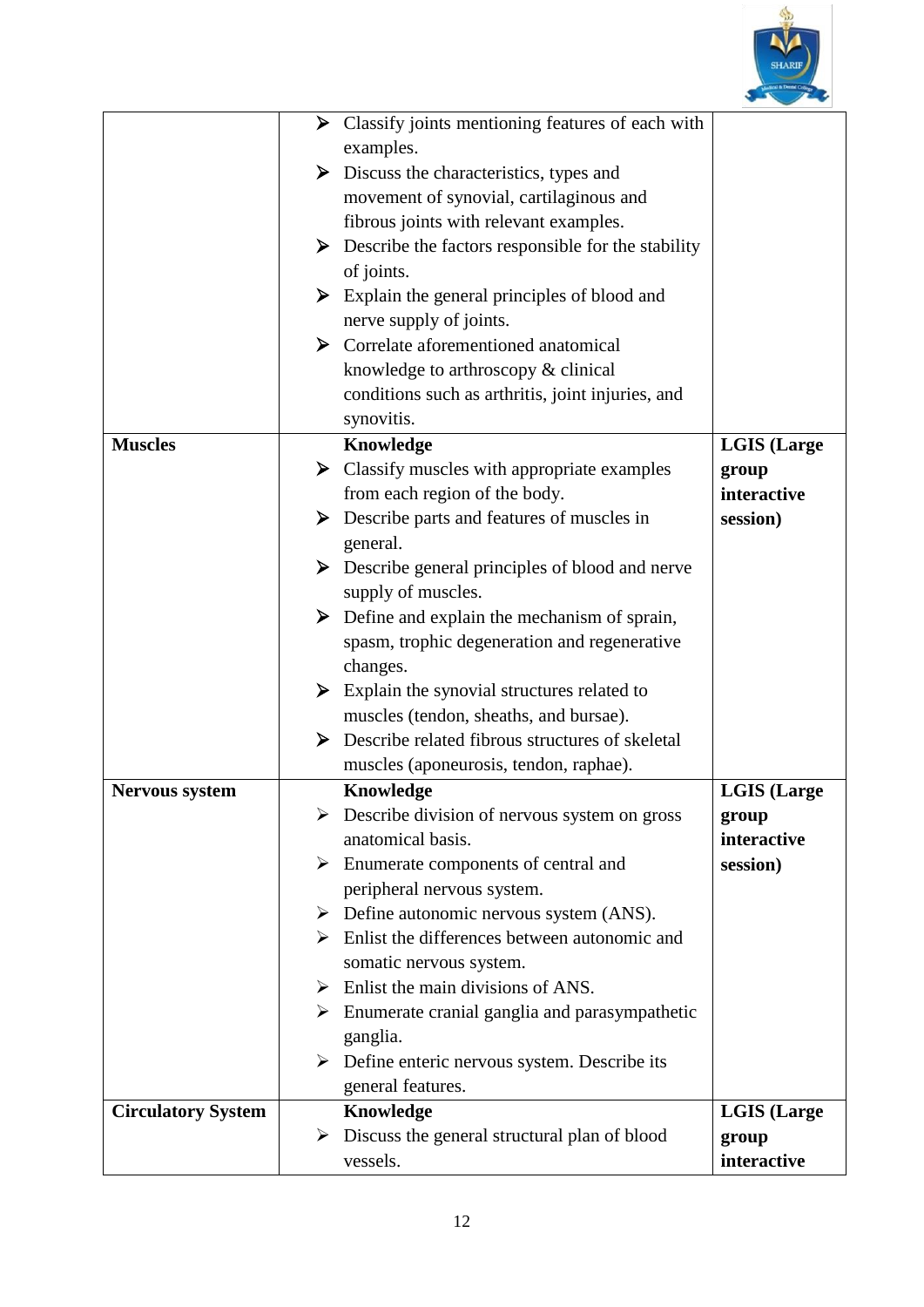| | | |
|---|---|---|
| | ➤ Classify joints mentioning features of each with examples.<br>➤ Discuss the characteristics, types and movement of synovial, cartilaginous and fibrous joints with relevant examples.<br>➤ Describe the factors responsible for the stability of joints.<br>➤ Explain the general principles of blood and nerve supply of joints.<br>➤ Correlate aforementioned anatomical knowledge to arthroscopy & clinical conditions such as arthritis, joint injuries, and synovitis. | |
| **Muscles** | **Knowledge**<br>➤ Classify muscles with appropriate examples from each region of the body.<br>➤ Describe parts and features of muscles in general.<br>➤ Describe general principles of blood and nerve supply of muscles.<br>➤ Define and explain the mechanism of sprain, spasm, trophic degeneration and regenerative changes.<br>➤ Explain the synovial structures related to muscles (tendon, sheaths, and bursae).<br>➤ Describe related fibrous structures of skeletal muscles (aponeurosis, tendon, raphae). | **LGIS (Large group interactive session)** |
| **Nervous system** | **Knowledge**<br>➤ Describe division of nervous system on gross anatomical basis.<br>➤ Enumerate components of central and peripheral nervous system.<br>➤ Define autonomic nervous system (ANS).<br>➤ Enlist the differences between autonomic and somatic nervous system.<br>➤ Enlist the main divisions of ANS.<br>➤ Enumerate cranial ganglia and parasympathetic ganglia.<br>➤ Define enteric nervous system. Describe its general features. | **LGIS (Large group interactive session)** |
| **Circulatory System** | **Knowledge**<br>➤ Discuss the general structural plan of blood vessels. | **LGIS (Large group interactive** |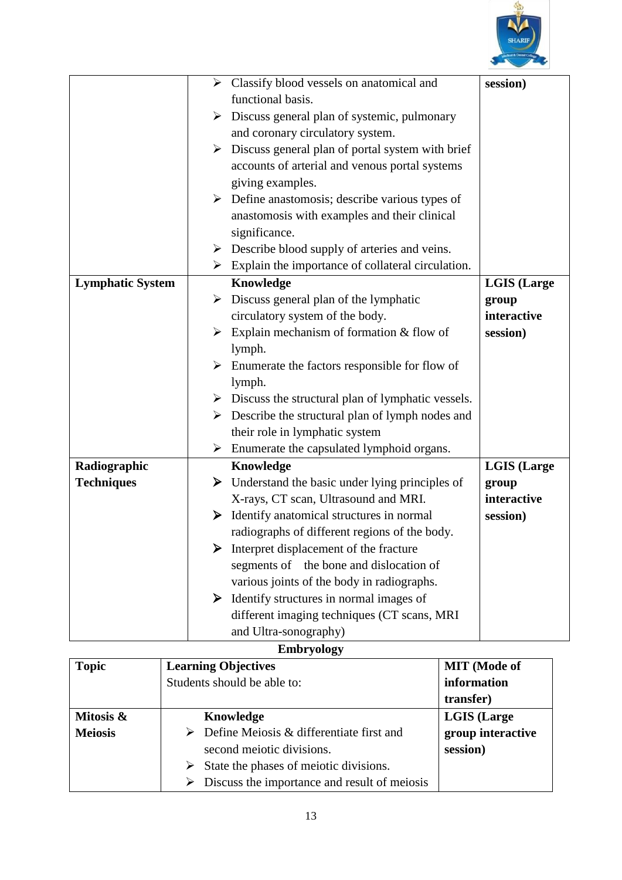| | | |
|---|---|---|
| | ➢ Classify blood vessels on anatomical and functional basis.<br>➢ Discuss general plan of systemic, pulmonary and coronary circulatory system.<br>➢ Discuss general plan of portal system with brief accounts of arterial and venous portal systems giving examples.<br>➢ Define anastomosis; describe various types of anastomosis with examples and their clinical significance.<br>➢ Describe blood supply of arteries and veins.<br>➢ Explain the importance of collateral circulation. | **session)** |
| **Lymphatic System** | **Knowledge**<br>➢ Discuss general plan of the lymphatic circulatory system of the body.<br>➢ Explain mechanism of formation & flow of lymph.<br>➢ Enumerate the factors responsible for flow of lymph.<br>➢ Discuss the structural plan of lymphatic vessels.<br>➢ Describe the structural plan of lymph nodes and their role in lymphatic system<br>➢ Enumerate the capsulated lymphoid organs. | **LGIS (Large group interactive session)** |
| **Radiographic Techniques** | **Knowledge**<br>➢ Understand the basic under lying principles of X-rays, CT scan, Ultrasound and MRI.<br>➢ Identify anatomical structures in normal radiographs of different regions of the body.<br>➢ Interpret displacement of the fracture segments of the bone and dislocation of various joints of the body in radiographs.<br>➢ Identify structures in normal images of different imaging techniques (CT scans, MRI and Ultra-sonography) | **LGIS (Large group interactive session)** |

**Embryology**

| Topic | Learning Objectives<br>Students should be able to: | MIT (Mode of information transfer) |
|---|---|---|
| **Mitosis & Meiosis** | **Knowledge**<br>➢ Define Meiosis & differentiate first and second meiotic divisions.<br>➢ State the phases of meiotic divisions.<br>➢ Discuss the importance and result of meiosis | **LGIS (Large group interactive session)** |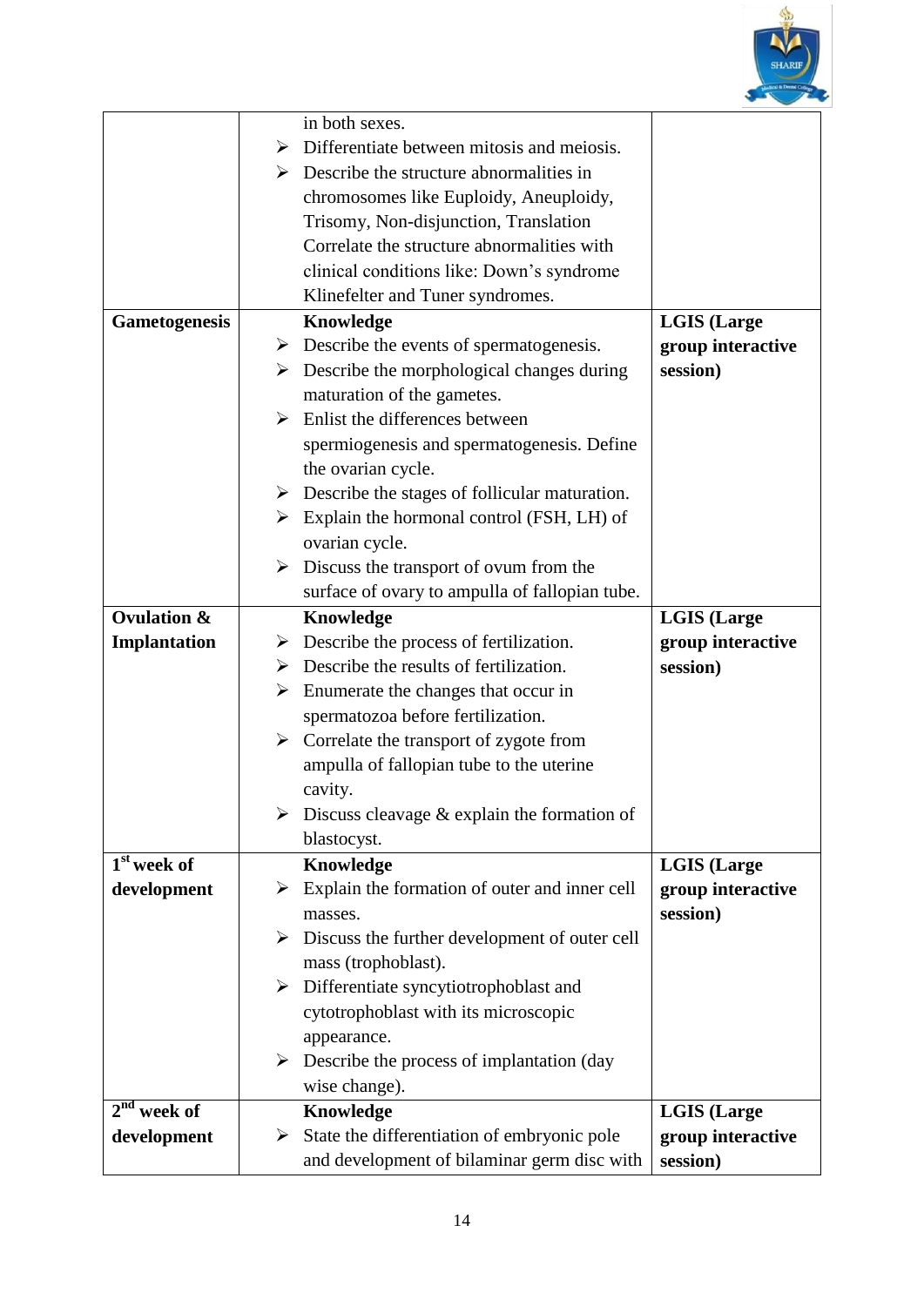| | | |
|---|---|---|
| | in both sexes.<br>➢ Differentiate between mitosis and meiosis.<br>➢ Describe the structure abnormalities in chromosomes like Euploidy, Aneuploidy, Trisomy, Non-disjunction, Translation Correlate the structure abnormalities with clinical conditions like: Down's syndrome Klinefelter and Tuner syndromes. | |
| **Gametogenesis** | **Knowledge**<br>➢ Describe the events of spermatogenesis.<br>➢ Describe the morphological changes during maturation of the gametes.<br>➢ Enlist the differences between spermiogenesis and spermatogenesis. Define the ovarian cycle.<br>➢ Describe the stages of follicular maturation.<br>➢ Explain the hormonal control (FSH, LH) of ovarian cycle.<br>➢ Discuss the transport of ovum from the surface of ovary to ampulla of fallopian tube. | **LGIS (Large group interactive session)** |
| **Ovulation & Implantation** | **Knowledge**<br>➢ Describe the process of fertilization.<br>➢ Describe the results of fertilization.<br>➢ Enumerate the changes that occur in spermatozoa before fertilization.<br>➢ Correlate the transport of zygote from ampulla of fallopian tube to the uterine cavity.<br>➢ Discuss cleavage & explain the formation of blastocyst. | **LGIS (Large group interactive session)** |
| **1st week of development** | **Knowledge**<br>➢ Explain the formation of outer and inner cell masses.<br>➢ Discuss the further development of outer cell mass (trophoblast).<br>➢ Differentiate syncytiotrophoblast and cytotrophoblast with its microscopic appearance.<br>➢ Describe the process of implantation (day wise change). | **LGIS (Large group interactive session)** |
| **2nd week of development** | **Knowledge**<br>➢ State the differentiation of embryonic pole and development of bilaminar germ disc with | **LGIS (Large group interactive session)** |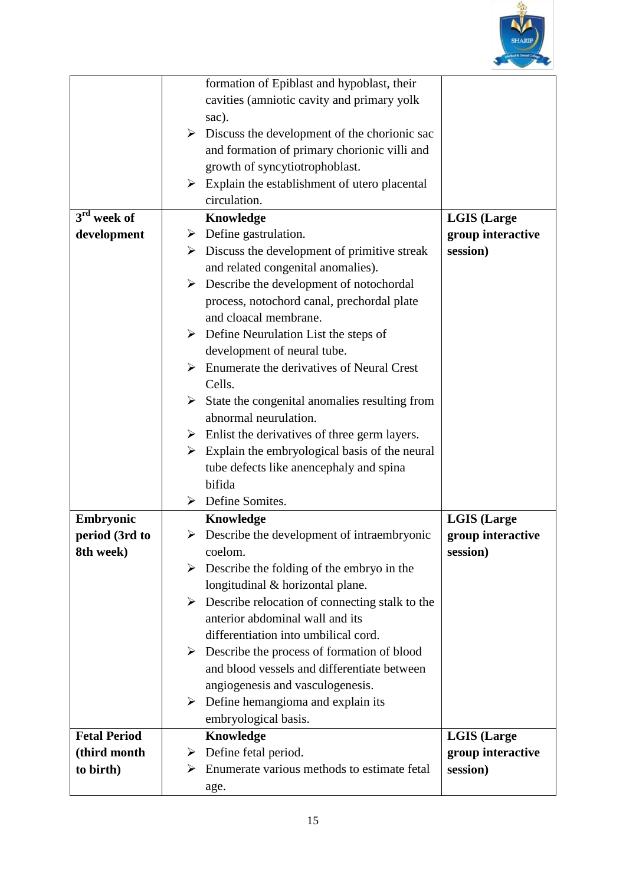| | | |
|---|---|---|
| | formation of Epiblast and hypoblast, their cavities (amniotic cavity and primary yolk sac).<br>➢ Discuss the development of the chorionic sac and formation of primary chorionic villi and growth of syncytiotrophoblast.<br>➢ Explain the establishment of utero placental circulation. | |
| **3rd week of development** | **Knowledge**<br>➢ Define gastrulation.<br>➢ Discuss the development of primitive streak and related congenital anomalies).<br>➢ Describe the development of notochordal process, notochord canal, prechordal plate and cloacal membrane.<br>➢ Define Neurulation List the steps of development of neural tube.<br>➢ Enumerate the derivatives of Neural Crest Cells.<br>➢ State the congenital anomalies resulting from abnormal neurulation.<br>➢ Enlist the derivatives of three germ layers.<br>➢ Explain the embryological basis of the neural tube defects like anencephaly and spina bifida<br>➢ Define Somites. | **LGIS (Large group interactive session)** |
| **Embryonic period (3rd to 8th week)** | **Knowledge**<br>➢ Describe the development of intraembryonic coelom.<br>➢ Describe the folding of the embryo in the longitudinal & horizontal plane.<br>➢ Describe relocation of connecting stalk to the anterior abdominal wall and its differentiation into umbilical cord.<br>➢ Describe the process of formation of blood and blood vessels and differentiate between angiogenesis and vasculogenesis.<br>➢ Define hemangioma and explain its embryological basis. | **LGIS (Large group interactive session)** |
| **Fetal Period (third month to birth)** | **Knowledge**<br>➢ Define fetal period.<br>➢ Enumerate various methods to estimate fetal age. | **LGIS (Large group interactive session)** |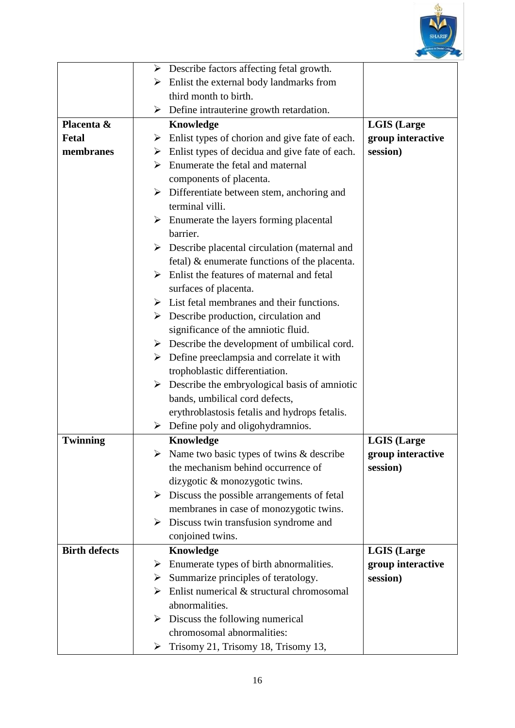| | | |
|---|---|---|
| | ➤ Describe factors affecting fetal growth.<br>➤ Enlist the external body landmarks from third month to birth.<br>➤ Define intrauterine growth retardation. | |
| **Placenta & Fetal membranes** | **Knowledge**<br>➤ Enlist types of chorion and give fate of each.<br>➤ Enlist types of decidua and give fate of each.<br>➤ Enumerate the fetal and maternal components of placenta.<br>➤ Differentiate between stem, anchoring and terminal villi.<br>➤ Enumerate the layers forming placental barrier.<br>➤ Describe placental circulation (maternal and fetal) & enumerate functions of the placenta.<br>➤ Enlist the features of maternal and fetal surfaces of placenta.<br>➤ List fetal membranes and their functions.<br>➤ Describe production, circulation and significance of the amniotic fluid.<br>➤ Describe the development of umbilical cord.<br>➤ Define preeclampsia and correlate it with trophoblastic differentiation.<br>➤ Describe the embryological basis of amniotic bands, umbilical cord defects, erythroblastosis fetalis and hydrops fetalis.<br>➤ Define poly and oligohydramnios. | **LGIS (Large group interactive session)** |
| **Twinning** | **Knowledge**<br>➤ Name two basic types of twins & describe the mechanism behind occurrence of dizygotic & monozygotic twins.<br>➤ Discuss the possible arrangements of fetal membranes in case of monozygotic twins.<br>➤ Discuss twin transfusion syndrome and conjoined twins. | **LGIS (Large group interactive session)** |
| **Birth defects** | **Knowledge**<br>➤ Enumerate types of birth abnormalities.<br>➤ Summarize principles of teratology.<br>➤ Enlist numerical & structural chromosomal abnormalities.<br>➤ Discuss the following numerical chromosomal abnormalities:<br>➤ Trisomy 21, Trisomy 18, Trisomy 13, | **LGIS (Large group interactive session)** |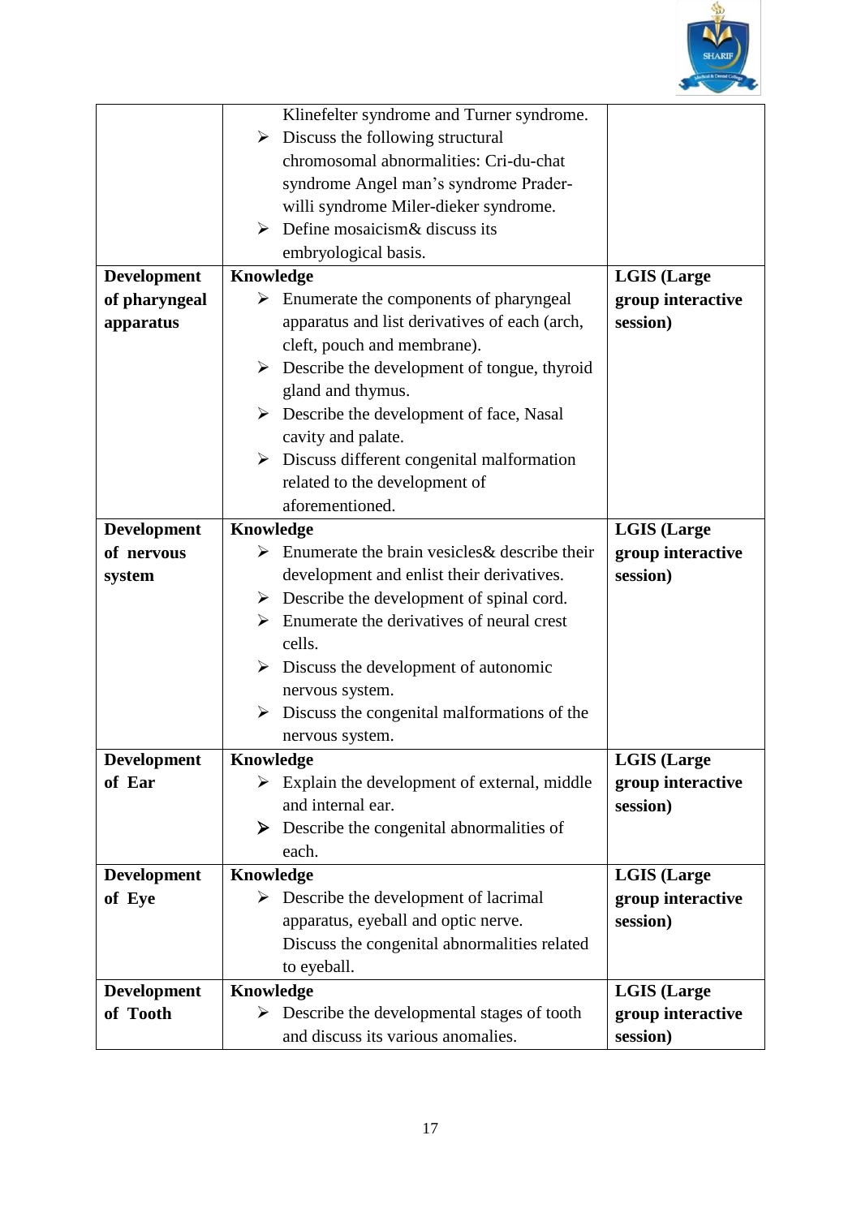| | | |
|---|---|---|
| | Klinefelter syndrome and Turner syndrome.<br>➢ Discuss the following structural chromosomal abnormalities: Cri-du-chat syndrome Angel man's syndrome Prader-willi syndrome Miler-dieker syndrome.<br>➢ Define mosaicism& discuss its embryological basis. | |
| **Development of pharyngeal apparatus** | **Knowledge**<br>➢ Enumerate the components of pharyngeal apparatus and list derivatives of each (arch, cleft, pouch and membrane).<br>➢ Describe the development of tongue, thyroid gland and thymus.<br>➢ Describe the development of face, Nasal cavity and palate.<br>➢ Discuss different congenital malformation related to the development of aforementioned. | **LGIS (Large group interactive session)** |
| **Development of nervous system** | **Knowledge**<br>➢ Enumerate the brain vesicles& describe their development and enlist their derivatives.<br>➢ Describe the development of spinal cord.<br>➢ Enumerate the derivatives of neural crest cells.<br>➢ Discuss the development of autonomic nervous system.<br>➢ Discuss the congenital malformations of the nervous system. | **LGIS (Large group interactive session)** |
| **Development of Ear** | **Knowledge**<br>➢ Explain the development of external, middle and internal ear.<br>➢ Describe the congenital abnormalities of each. | **LGIS (Large group interactive session)** |
| **Development of Eye** | **Knowledge**<br>➢ Describe the development of lacrimal apparatus, eyeball and optic nerve. Discuss the congenital abnormalities related to eyeball. | **LGIS (Large group interactive session)** |
| **Development of Tooth** | **Knowledge**<br>➢ Describe the developmental stages of tooth and discuss its various anomalies. | **LGIS (Large group interactive session)** |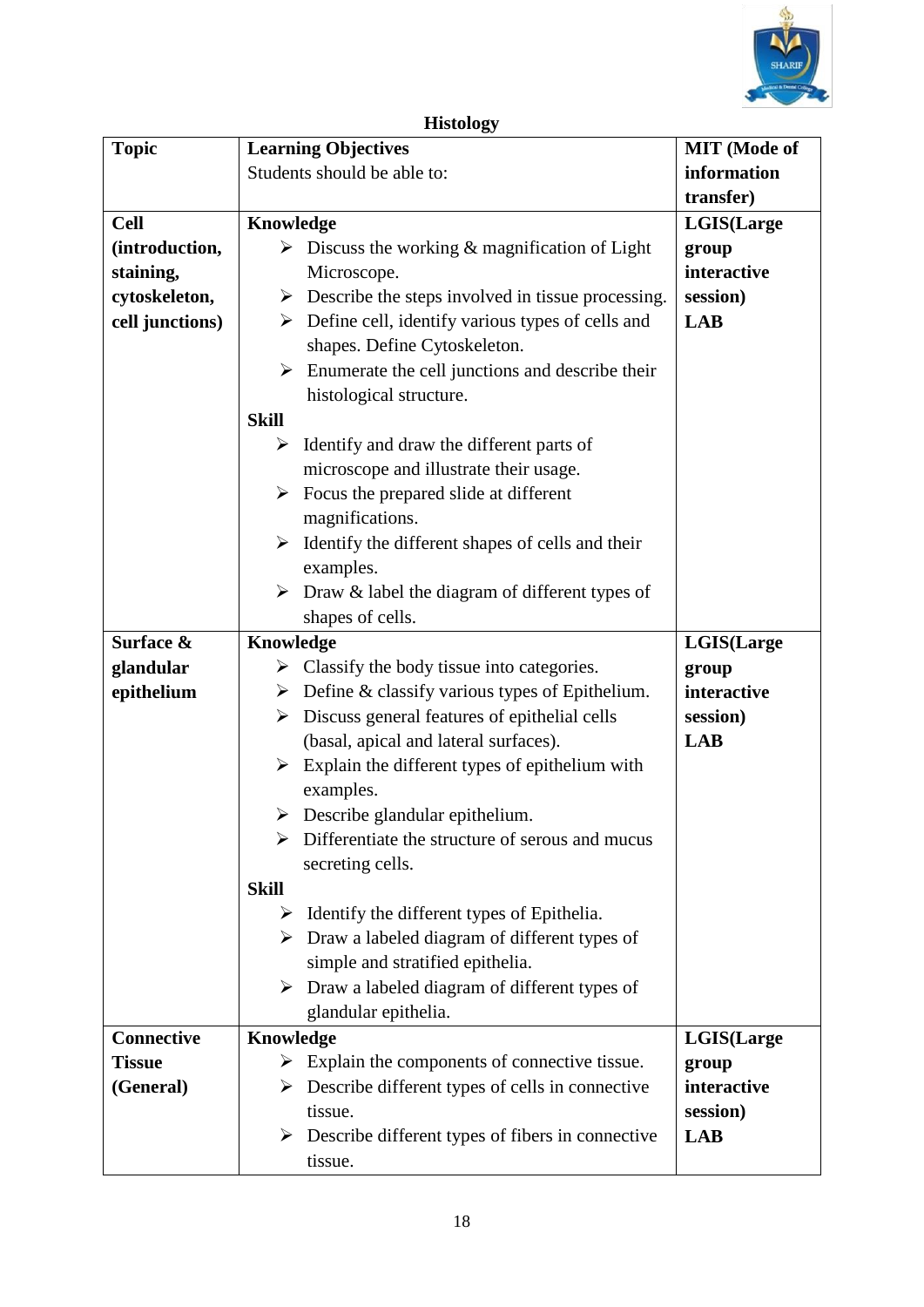## Histology

| Topic | Learning Objectives<br>Students should be able to: | MIT (Mode of information transfer) |
|---|---|---|
| **Cell (introduction, staining, cytoskeleton, cell junctions)** | **Knowledge**<br>➢ Discuss the working & magnification of Light Microscope.<br>➢ Describe the steps involved in tissue processing.<br>➢ Define cell, identify various types of cells and shapes. Define Cytoskeleton.<br>➢ Enumerate the cell junctions and describe their histological structure.<br>**Skill**<br>➢ Identify and draw the different parts of microscope and illustrate their usage.<br>➢ Focus the prepared slide at different magnifications.<br>➢ Identify the different shapes of cells and their examples.<br>➢ Draw & label the diagram of different types of shapes of cells. | **LGIS(Large group interactive session)**<br>**LAB** |
| **Surface & glandular epithelium** | **Knowledge**<br>➢ Classify the body tissue into categories.<br>➢ Define & classify various types of Epithelium.<br>➢ Discuss general features of epithelial cells (basal, apical and lateral surfaces).<br>➢ Explain the different types of epithelium with examples.<br>➢ Describe glandular epithelium.<br>➢ Differentiate the structure of serous and mucus secreting cells.<br>**Skill**<br>➢ Identify the different types of Epithelia.<br>➢ Draw a labeled diagram of different types of simple and stratified epithelia.<br>➢ Draw a labeled diagram of different types of glandular epithelia. | **LGIS(Large group interactive session)**<br>**LAB** |
| **Connective Tissue (General)** | **Knowledge**<br>➢ Explain the components of connective tissue.<br>➢ Describe different types of cells in connective tissue.<br>➢ Describe different types of fibers in connective tissue. | **LGIS(Large group interactive session)**<br>**LAB** |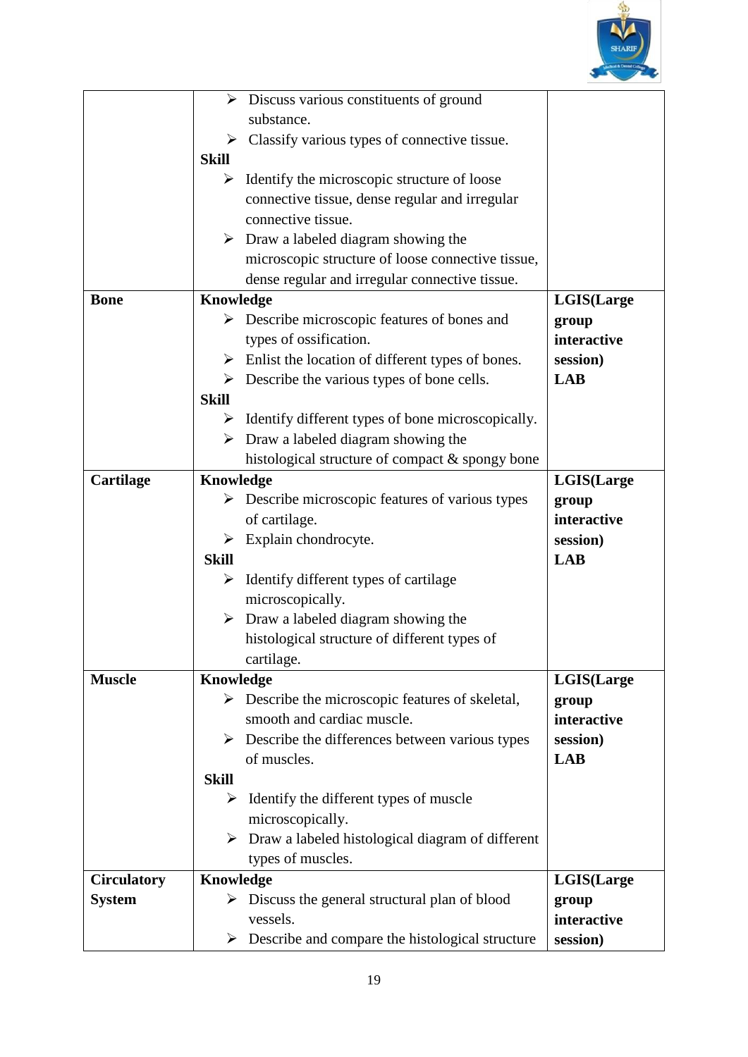| | | |
|---|---|---|
| | ➢ Discuss various constituents of ground substance.<br>➢ Classify various types of connective tissue.<br>**Skill**<br>➢ Identify the microscopic structure of loose connective tissue, dense regular and irregular connective tissue.<br>➢ Draw a labeled diagram showing the microscopic structure of loose connective tissue, dense regular and irregular connective tissue. | |
| **Bone** | **Knowledge**<br>➢ Describe microscopic features of bones and types of ossification.<br>➢ Enlist the location of different types of bones.<br>➢ Describe the various types of bone cells.<br>**Skill**<br>➢ Identify different types of bone microscopically.<br>➢ Draw a labeled diagram showing the histological structure of compact & spongy bone | **LGIS(Large group interactive session)**<br>**LAB** |
| **Cartilage** | **Knowledge**<br>➢ Describe microscopic features of various types of cartilage.<br>➢ Explain chondrocyte.<br>**Skill**<br>➢ Identify different types of cartilage microscopically.<br>➢ Draw a labeled diagram showing the histological structure of different types of cartilage. | **LGIS(Large group interactive session)**<br>**LAB** |
| **Muscle** | **Knowledge**<br>➢ Describe the microscopic features of skeletal, smooth and cardiac muscle.<br>➢ Describe the differences between various types of muscles.<br>**Skill**<br>➢ Identify the different types of muscle microscopically.<br>➢ Draw a labeled histological diagram of different types of muscles. | **LGIS(Large group interactive session)**<br>**LAB** |
| **Circulatory System** | **Knowledge**<br>➢ Discuss the general structural plan of blood vessels.<br>➢ Describe and compare the histological structure | **LGIS(Large group interactive session)** |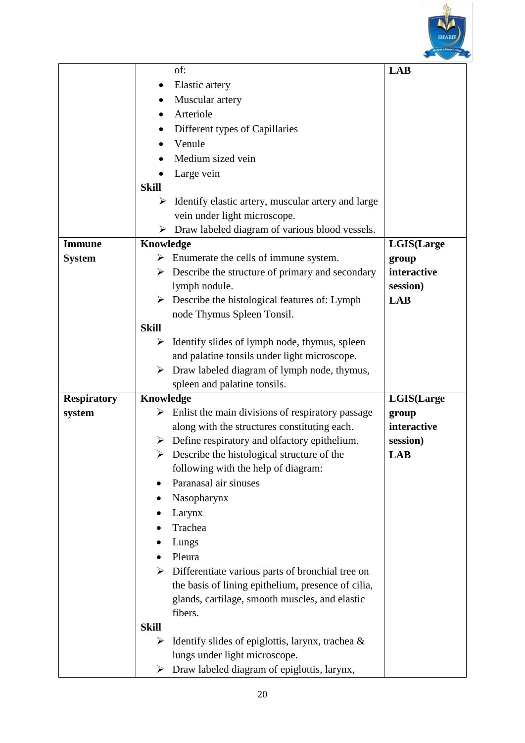| | | |
|---|---|---|
| | of:<br>• Elastic artery<br>• Muscular artery<br>• Arteriole<br>• Different types of Capillaries<br>• Venule<br>• Medium sized vein<br>• Large vein<br>**Skill**<br>➢ Identify elastic artery, muscular artery and large vein under light microscope.<br>➢ Draw labeled diagram of various blood vessels. | **LAB** |
| **Immune System** | **Knowledge**<br>➢ Enumerate the cells of immune system.<br>➢ Describe the structure of primary and secondary lymph nodule.<br>➢ Describe the histological features of: Lymph node Thymus Spleen Tonsil.<br>**Skill**<br>➢ Identify slides of lymph node, thymus, spleen and palatine tonsils under light microscope.<br>➢ Draw labeled diagram of lymph node, thymus, spleen and palatine tonsils. | **LGIS(Large group interactive session)**<br>**LAB** |
| **Respiratory system** | **Knowledge**<br>➢ Enlist the main divisions of respiratory passage along with the structures constituting each.<br>➢ Define respiratory and olfactory epithelium.<br>➢ Describe the histological structure of the following with the help of diagram:<br>• Paranasal air sinuses<br>• Nasopharynx<br>• Larynx<br>• Trachea<br>• Lungs<br>• Pleura<br>➢ Differentiate various parts of bronchial tree on the basis of lining epithelium, presence of cilia, glands, cartilage, smooth muscles, and elastic fibers.<br>**Skill**<br>➢ Identify slides of epiglottis, larynx, trachea & lungs under light microscope.<br>➢ Draw labeled diagram of epiglottis, larynx, | **LGIS(Large group interactive session)**<br>**LAB** |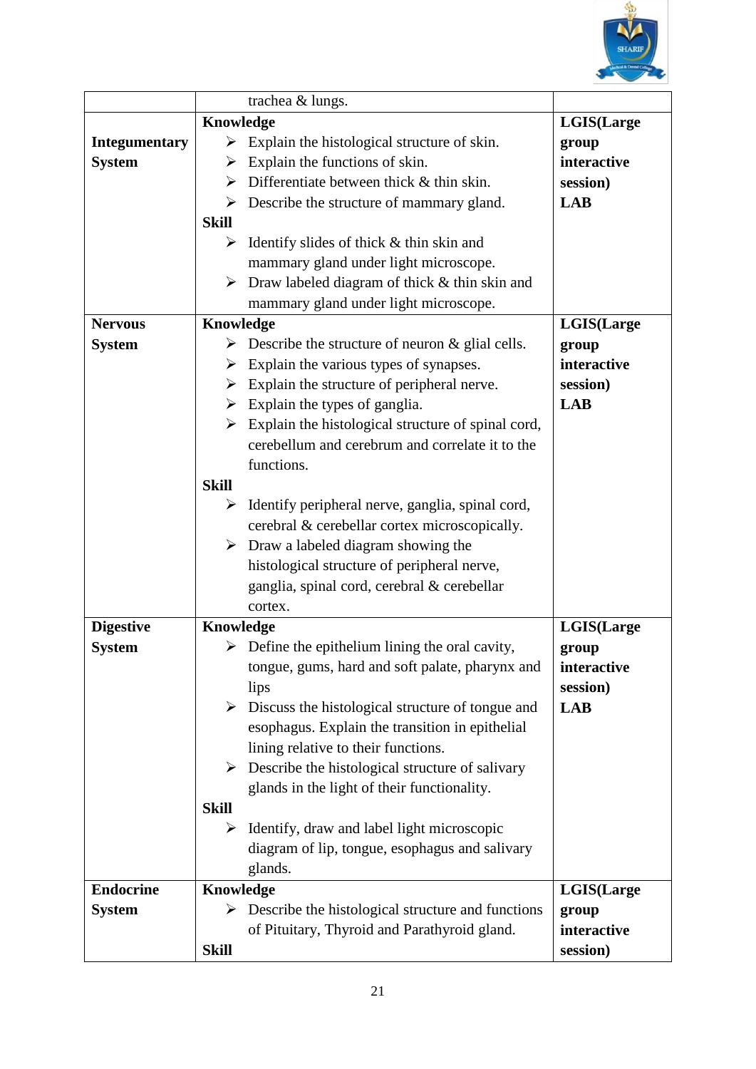| | | |
|---|---|---|
| | trachea & lungs. | |
| **Integumentary System** | **Knowledge**<br>➢ Explain the histological structure of skin.<br>➢ Explain the functions of skin.<br>➢ Differentiate between thick & thin skin.<br>➢ Describe the structure of mammary gland.<br>**Skill**<br>➢ Identify slides of thick & thin skin and mammary gland under light microscope.<br>➢ Draw labeled diagram of thick & thin skin and mammary gland under light microscope. | **LGIS(Large group interactive session)**<br>**LAB** |
| **Nervous System** | **Knowledge**<br>➢ Describe the structure of neuron & glial cells.<br>➢ Explain the various types of synapses.<br>➢ Explain the structure of peripheral nerve.<br>➢ Explain the types of ganglia.<br>➢ Explain the histological structure of spinal cord, cerebellum and cerebrum and correlate it to the functions.<br>**Skill**<br>➢ Identify peripheral nerve, ganglia, spinal cord, cerebral & cerebellar cortex microscopically.<br>➢ Draw a labeled diagram showing the histological structure of peripheral nerve, ganglia, spinal cord, cerebral & cerebellar cortex. | **LGIS(Large group interactive session)**<br>**LAB** |
| **Digestive System** | **Knowledge**<br>➢ Define the epithelium lining the oral cavity, tongue, gums, hard and soft palate, pharynx and lips<br>➢ Discuss the histological structure of tongue and esophagus. Explain the transition in epithelial lining relative to their functions.<br>➢ Describe the histological structure of salivary glands in the light of their functionality.<br>**Skill**<br>➢ Identify, draw and label light microscopic diagram of lip, tongue, esophagus and salivary glands. | **LGIS(Large group interactive session)**<br>**LAB** |
| **Endocrine System** | **Knowledge**<br>➢ Describe the histological structure and functions of Pituitary, Thyroid and Parathyroid gland.<br>**Skill** | **LGIS(Large group interactive session)** |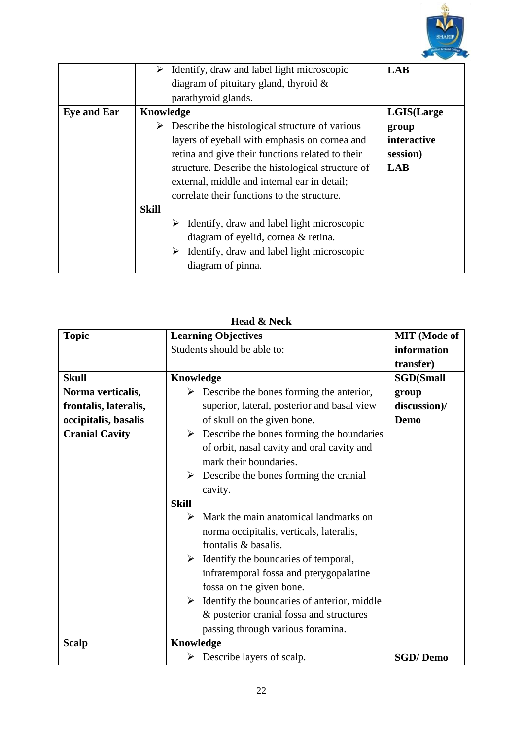| | | |
|---|---|---|
| | ➢ Identify, draw and label light microscopic diagram of pituitary gland, thyroid & parathyroid glands. | **LAB** |
| **Eye and Ear** | **Knowledge**<br>➢ Describe the histological structure of various layers of eyeball with emphasis on cornea and retina and give their functions related to their structure. Describe the histological structure of external, middle and internal ear in detail; correlate their functions to the structure.<br>**Skill**<br>➢ Identify, draw and label light microscopic diagram of eyelid, cornea & retina.<br>➢ Identify, draw and label light microscopic diagram of pinna. | **LGIS(Large group interactive session)**<br>**LAB** |

**Head & Neck**

| **Topic** | **Learning Objectives**<br>Students should be able to: | **MIT (Mode of information transfer)** |
|---|---|---|
| **Skull**<br>**Norma verticalis, frontalis, lateralis, occipitalis, basalis**<br>**Cranial Cavity** | **Knowledge**<br>➢ Describe the bones forming the anterior, superior, lateral, posterior and basal view of skull on the given bone.<br>➢ Describe the bones forming the boundaries of orbit, nasal cavity and oral cavity and mark their boundaries.<br>➢ Describe the bones forming the cranial cavity.<br>**Skill**<br>➢ Mark the main anatomical landmarks on norma occipitalis, verticals, lateralis, frontalis & basalis.<br>➢ Identify the boundaries of temporal, infratemporal fossa and pterygopalatine fossa on the given bone.<br>➢ Identify the boundaries of anterior, middle & posterior cranial fossa and structures passing through various foramina. | **SGD(Small group discussion)/ Demo** |
| **Scalp** | **Knowledge**<br>➢ Describe layers of scalp. | **SGD/ Demo** |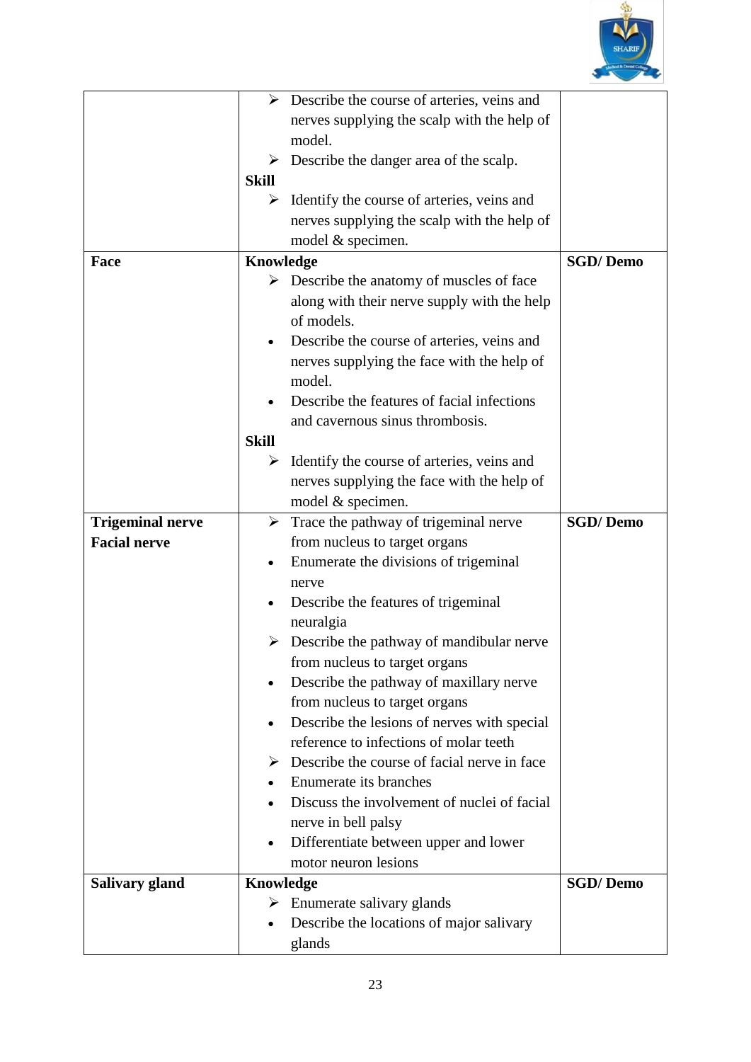| | | |
|---|---|---|
| | ➢ Describe the course of arteries, veins and nerves supplying the scalp with the help of model.<br>➢ Describe the danger area of the scalp.<br>**Skill**<br>➢ Identify the course of arteries, veins and nerves supplying the scalp with the help of model & specimen. | |
| **Face** | **Knowledge**<br>➢ Describe the anatomy of muscles of face along with their nerve supply with the help of models.<br>• Describe the course of arteries, veins and nerves supplying the face with the help of model.<br>• Describe the features of facial infections and cavernous sinus thrombosis.<br>**Skill**<br>➢ Identify the course of arteries, veins and nerves supplying the face with the help of model & specimen. | **SGD/ Demo** |
| **Trigeminal nerve**<br>**Facial nerve** | ➢ Trace the pathway of trigeminal nerve from nucleus to target organs<br>• Enumerate the divisions of trigeminal nerve<br>• Describe the features of trigeminal neuralgia<br>➢ Describe the pathway of mandibular nerve from nucleus to target organs<br>• Describe the pathway of maxillary nerve from nucleus to target organs<br>• Describe the lesions of nerves with special reference to infections of molar teeth<br>➢ Describe the course of facial nerve in face<br>• Enumerate its branches<br>• Discuss the involvement of nuclei of facial nerve in bell palsy<br>• Differentiate between upper and lower motor neuron lesions | **SGD/ Demo** |
| **Salivary gland** | **Knowledge**<br>➢ Enumerate salivary glands<br>• Describe the locations of major salivary glands | **SGD/ Demo** |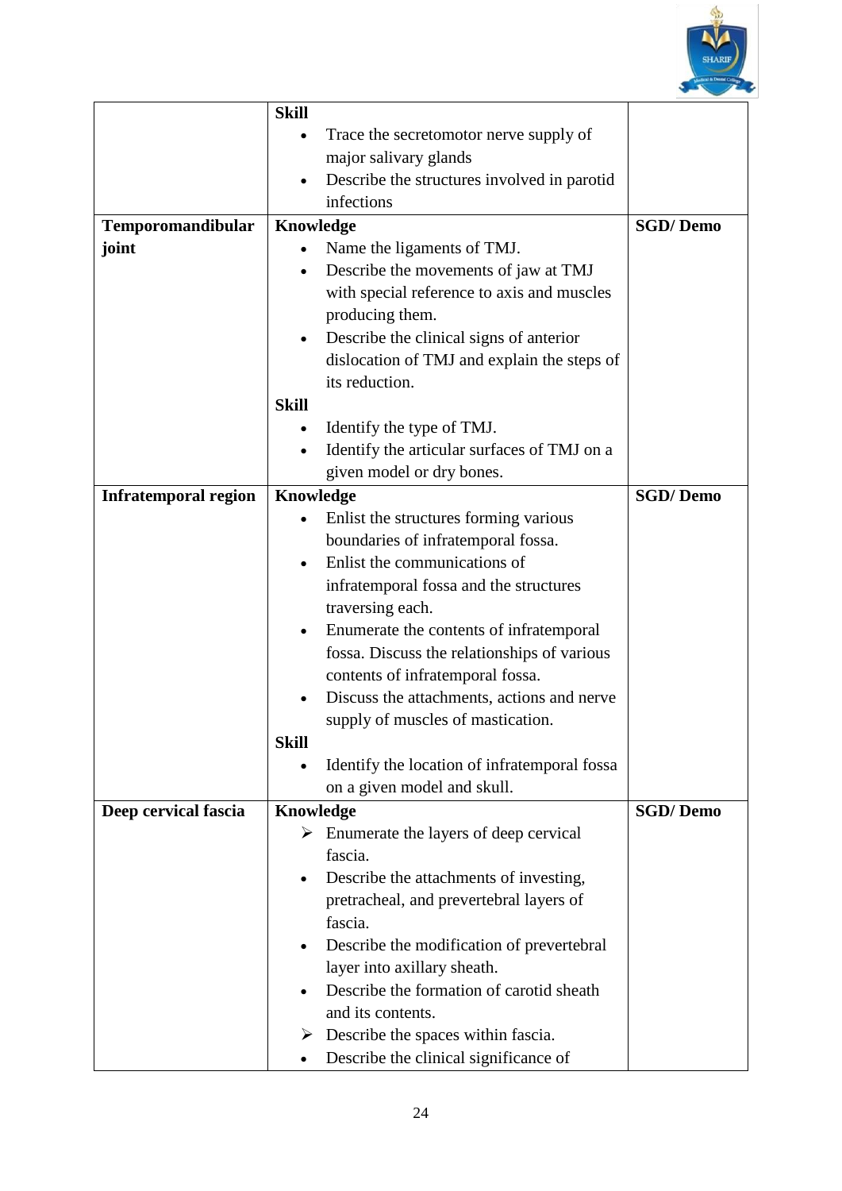| | | |
|---|---|---|
| | **Skill**<br>• Trace the secretomotor nerve supply of major salivary glands<br>• Describe the structures involved in parotid infections | |
| **Temporomandibular joint** | **Knowledge**<br>• Name the ligaments of TMJ.<br>• Describe the movements of jaw at TMJ with special reference to axis and muscles producing them.<br>• Describe the clinical signs of anterior dislocation of TMJ and explain the steps of its reduction.<br>**Skill**<br>• Identify the type of TMJ.<br>• Identify the articular surfaces of TMJ on a given model or dry bones. | **SGD/ Demo** |
| **Infratemporal region** | **Knowledge**<br>• Enlist the structures forming various boundaries of infratemporal fossa.<br>• Enlist the communications of infratemporal fossa and the structures traversing each.<br>• Enumerate the contents of infratemporal fossa. Discuss the relationships of various contents of infratemporal fossa.<br>• Discuss the attachments, actions and nerve supply of muscles of mastication.<br>**Skill**<br>• Identify the location of infratemporal fossa on a given model and skull. | **SGD/ Demo** |
| **Deep cervical fascia** | **Knowledge**<br>➢ Enumerate the layers of deep cervical fascia.<br>• Describe the attachments of investing, pretracheal, and prevertebral layers of fascia.<br>• Describe the modification of prevertebral layer into axillary sheath.<br>• Describe the formation of carotid sheath and its contents.<br>➢ Describe the spaces within fascia.<br>• Describe the clinical significance of | **SGD/ Demo** |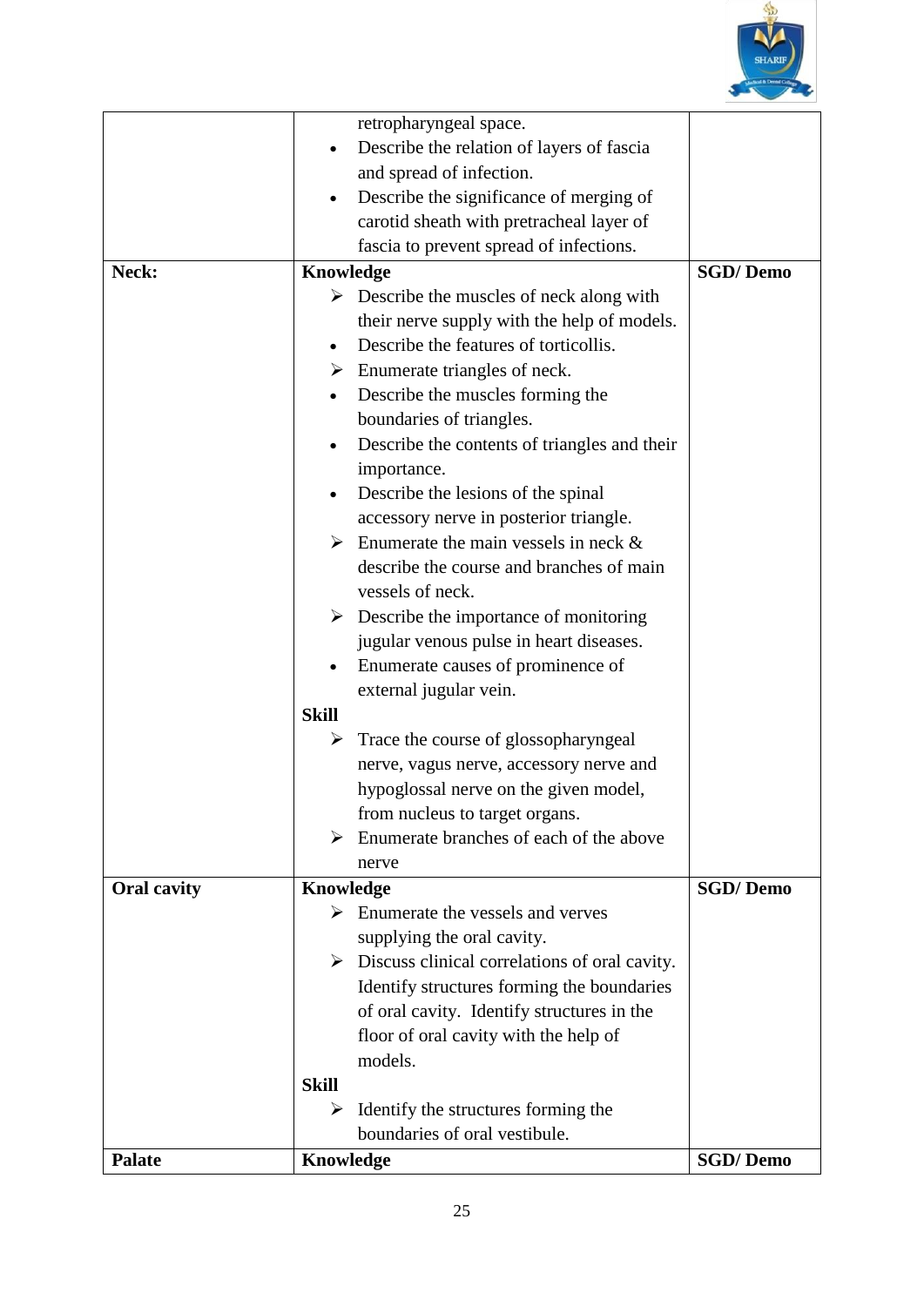| | | |
|---|---|---|
| | retropharyngeal space.<br>• Describe the relation of layers of fascia and spread of infection.<br>• Describe the significance of merging of carotid sheath with pretracheal layer of fascia to prevent spread of infections. | |
| **Neck:** | **Knowledge**<br>➢ Describe the muscles of neck along with their nerve supply with the help of models.<br>• Describe the features of torticollis.<br>➢ Enumerate triangles of neck.<br>• Describe the muscles forming the boundaries of triangles.<br>• Describe the contents of triangles and their importance.<br>• Describe the lesions of the spinal accessory nerve in posterior triangle.<br>➢ Enumerate the main vessels in neck & describe the course and branches of main vessels of neck.<br>➢ Describe the importance of monitoring jugular venous pulse in heart diseases.<br>• Enumerate causes of prominence of external jugular vein.<br>**Skill**<br>➢ Trace the course of glossopharyngeal nerve, vagus nerve, accessory nerve and hypoglossal nerve on the given model, from nucleus to target organs.<br>➢ Enumerate branches of each of the above nerve | **SGD/ Demo** |
| **Oral cavity** | **Knowledge**<br>➢ Enumerate the vessels and verves supplying the oral cavity.<br>➢ Discuss clinical correlations of oral cavity. Identify structures forming the boundaries of oral cavity. Identify structures in the floor of oral cavity with the help of models.<br>**Skill**<br>➢ Identify the structures forming the boundaries of oral vestibule. | **SGD/ Demo** |
| **Palate** | **Knowledge** | **SGD/ Demo** |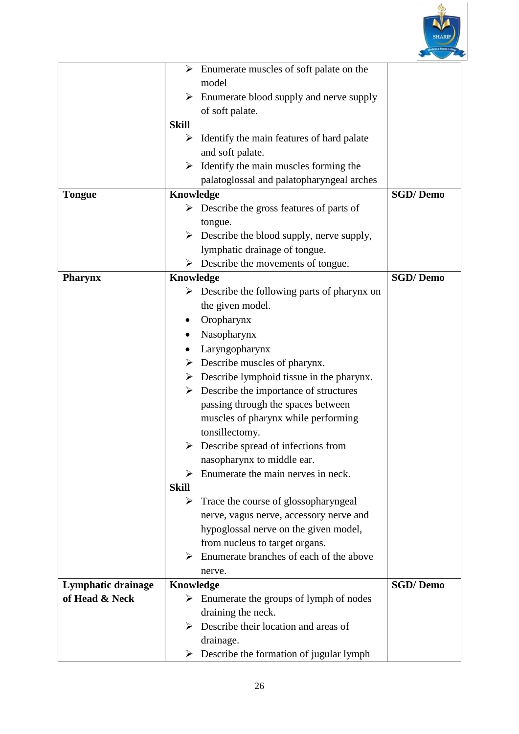| | | |
|---|---|---|
| | ➢ Enumerate muscles of soft palate on the model<br>➢ Enumerate blood supply and nerve supply of soft palate.<br>**Skill**<br>➢ Identify the main features of hard palate and soft palate.<br>➢ Identify the main muscles forming the palatoglossal and palatopharyngeal arches | |
| **Tongue** | **Knowledge**<br>➢ Describe the gross features of parts of tongue.<br>➢ Describe the blood supply, nerve supply, lymphatic drainage of tongue.<br>➢ Describe the movements of tongue. | **SGD/ Demo** |
| **Pharynx** | **Knowledge**<br>➢ Describe the following parts of pharynx on the given model.<br>• Oropharynx<br>• Nasopharynx<br>• Laryngopharynx<br>➢ Describe muscles of pharynx.<br>➢ Describe lymphoid tissue in the pharynx.<br>➢ Describe the importance of structures passing through the spaces between muscles of pharynx while performing tonsillectomy.<br>➢ Describe spread of infections from nasopharynx to middle ear.<br>➢ Enumerate the main nerves in neck.<br>**Skill**<br>➢ Trace the course of glossopharyngeal nerve, vagus nerve, accessory nerve and hypoglossal nerve on the given model, from nucleus to target organs.<br>➢ Enumerate branches of each of the above nerve. | **SGD/ Demo** |
| **Lymphatic drainage of Head & Neck** | **Knowledge**<br>➢ Enumerate the groups of lymph of nodes draining the neck.<br>➢ Describe their location and areas of drainage.<br>➢ Describe the formation of jugular lymph | **SGD/ Demo** |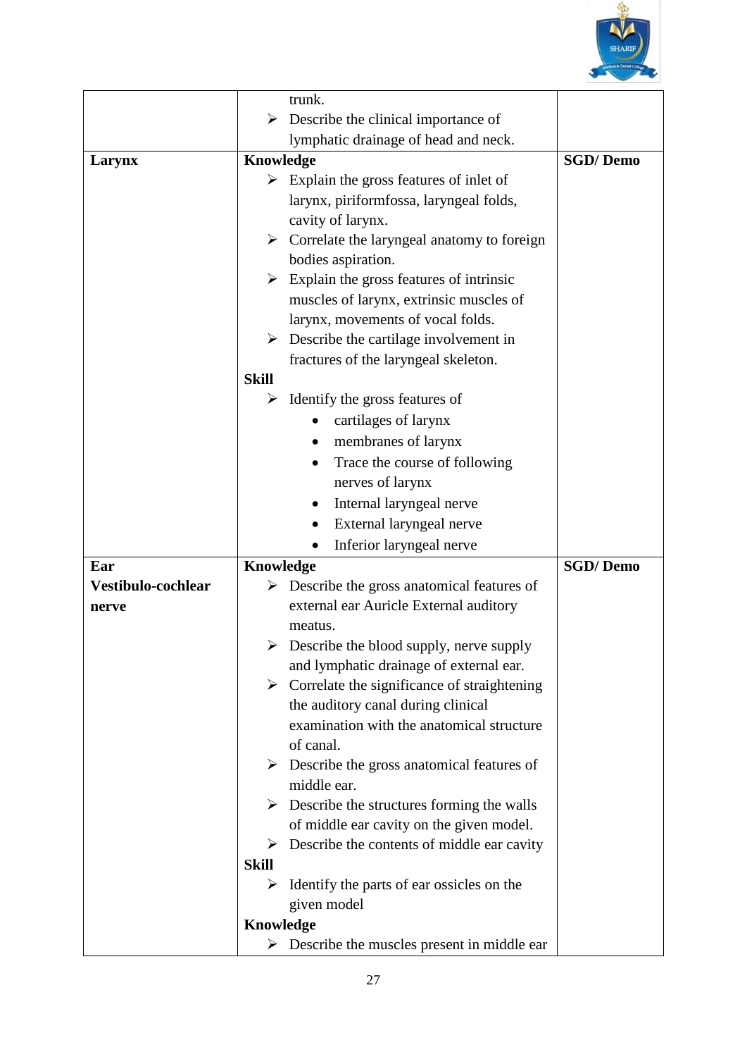| | | |
|---|---|---|
| | trunk.<br>➢ Describe the clinical importance of lymphatic drainage of head and neck. | |
| **Larynx** | **Knowledge**<br>➢ Explain the gross features of inlet of larynx, piriformfossa, laryngeal folds, cavity of larynx.<br>➢ Correlate the laryngeal anatomy to foreign bodies aspiration.<br>➢ Explain the gross features of intrinsic muscles of larynx, extrinsic muscles of larynx, movements of vocal folds.<br>➢ Describe the cartilage involvement in fractures of the laryngeal skeleton.<br>**Skill**<br>➢ Identify the gross features of<br>• cartilages of larynx<br>• membranes of larynx<br>• Trace the course of following nerves of larynx<br>• Internal laryngeal nerve<br>• External laryngeal nerve<br>• Inferior laryngeal nerve | **SGD/ Demo** |
| **Ear**<br>**Vestibulo-cochlear nerve** | **Knowledge**<br>➢ Describe the gross anatomical features of external ear Auricle External auditory meatus.<br>➢ Describe the blood supply, nerve supply and lymphatic drainage of external ear.<br>➢ Correlate the significance of straightening the auditory canal during clinical examination with the anatomical structure of canal.<br>➢ Describe the gross anatomical features of middle ear.<br>➢ Describe the structures forming the walls of middle ear cavity on the given model.<br>➢ Describe the contents of middle ear cavity<br>**Skill**<br>➢ Identify the parts of ear ossicles on the given model<br>**Knowledge**<br>➢ Describe the muscles present in middle ear | **SGD/ Demo** |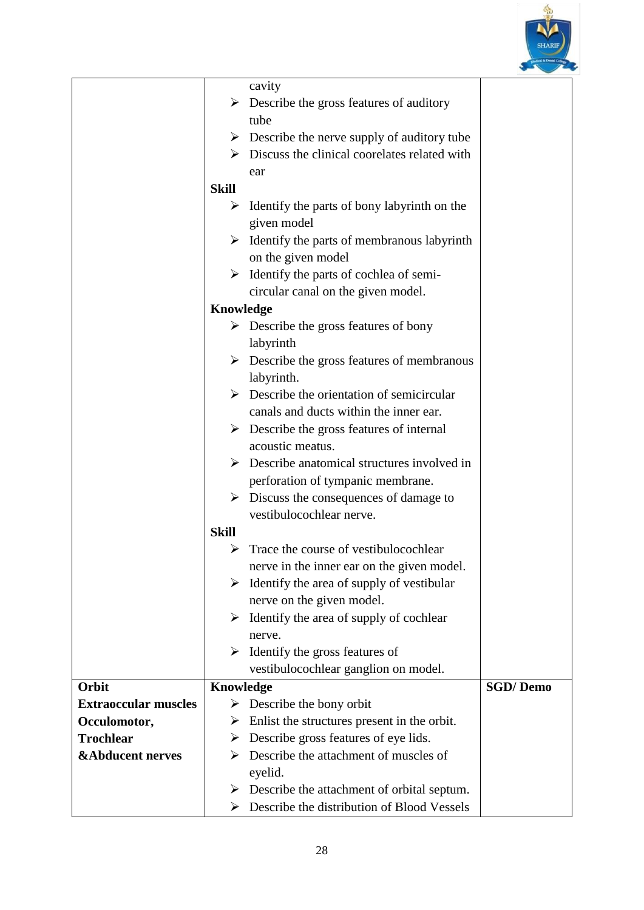| | | |
|---|---|---|
| | cavity<br>➢ Describe the gross features of auditory tube<br>➢ Describe the nerve supply of auditory tube<br>➢ Discuss the clinical coorelates related with ear<br>**Skill**<br>➢ Identify the parts of bony labyrinth on the given model<br>➢ Identify the parts of membranous labyrinth on the given model<br>➢ Identify the parts of cochlea of semi-circular canal on the given model.<br>**Knowledge**<br>➢ Describe the gross features of bony labyrinth<br>➢ Describe the gross features of membranous labyrinth.<br>➢ Describe the orientation of semicircular canals and ducts within the inner ear.<br>➢ Describe the gross features of internal acoustic meatus.<br>➢ Describe anatomical structures involved in perforation of tympanic membrane.<br>➢ Discuss the consequences of damage to vestibulocochlear nerve.<br>**Skill**<br>➢ Trace the course of vestibulocochlear nerve in the inner ear on the given model.<br>➢ Identify the area of supply of vestibular nerve on the given model.<br>➢ Identify the area of supply of cochlear nerve.<br>➢ Identify the gross features of vestibulocochlear ganglion on model. | |
| **Orbit**<br>**Extraoccular muscles**<br>**Occulomotor,**<br>**Trochlear**<br>**&Abducent nerves** | **Knowledge**<br>➢ Describe the bony orbit<br>➢ Enlist the structures present in the orbit.<br>➢ Describe gross features of eye lids.<br>➢ Describe the attachment of muscles of eyelid.<br>➢ Describe the attachment of orbital septum.<br>➢ Describe the distribution of Blood Vessels | **SGD/ Demo** |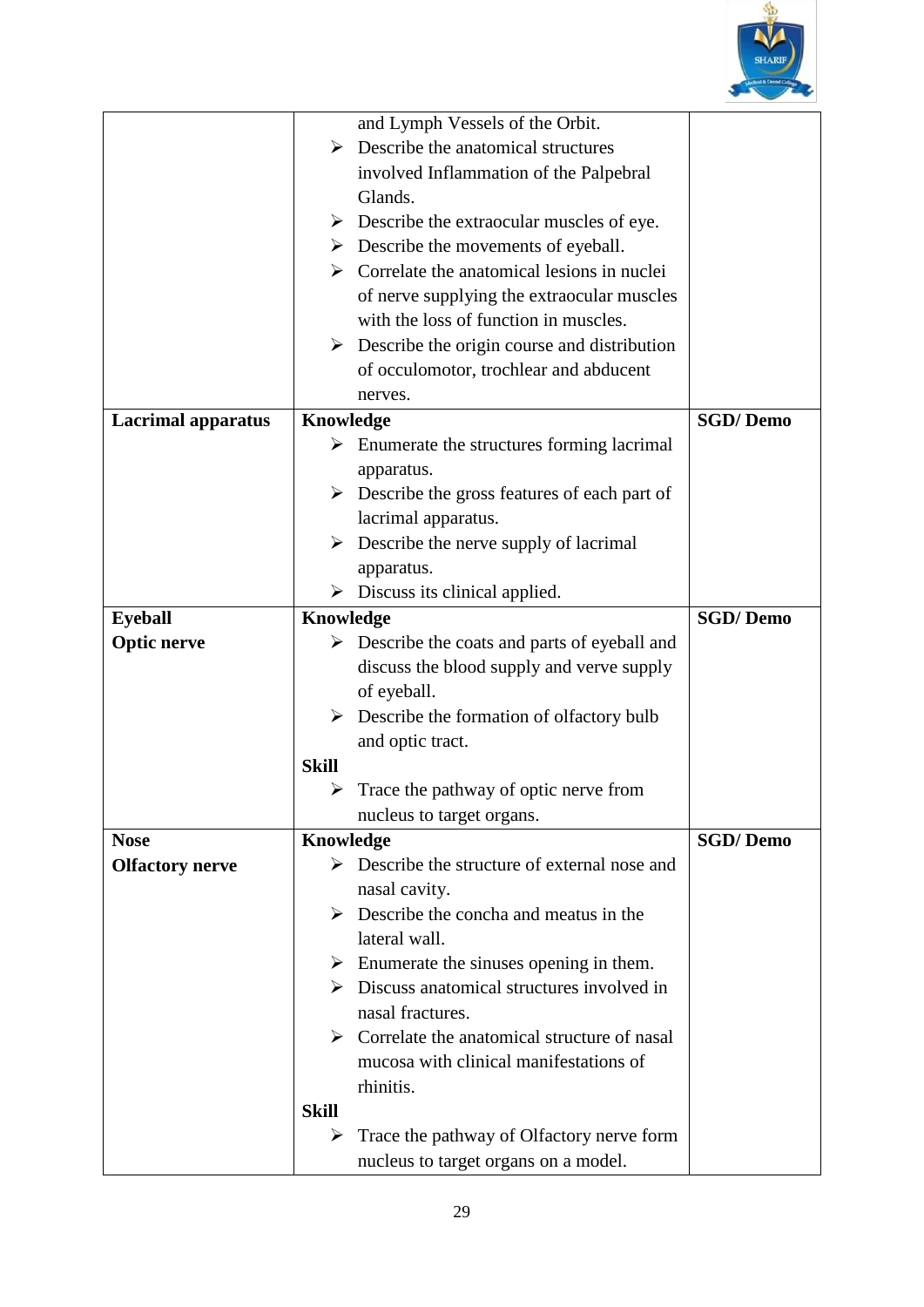| | | |
|---|---|---|
| | and Lymph Vessels of the Orbit.<br>➢ Describe the anatomical structures involved Inflammation of the Palpebral Glands.<br>➢ Describe the extraocular muscles of eye.<br>➢ Describe the movements of eyeball.<br>➢ Correlate the anatomical lesions in nuclei of nerve supplying the extraocular muscles with the loss of function in muscles.<br>➢ Describe the origin course and distribution of occulomotor, trochlear and abducent nerves. | |
| **Lacrimal apparatus** | **Knowledge**<br>➢ Enumerate the structures forming lacrimal apparatus.<br>➢ Describe the gross features of each part of lacrimal apparatus.<br>➢ Describe the nerve supply of lacrimal apparatus.<br>➢ Discuss its clinical applied. | **SGD/ Demo** |
| **Eyeball**<br>**Optic nerve** | **Knowledge**<br>➢ Describe the coats and parts of eyeball and discuss the blood supply and verve supply of eyeball.<br>➢ Describe the formation of olfactory bulb and optic tract.<br>**Skill**<br>➢ Trace the pathway of optic nerve from nucleus to target organs. | **SGD/ Demo** |
| **Nose**<br>**Olfactory nerve** | **Knowledge**<br>➢ Describe the structure of external nose and nasal cavity.<br>➢ Describe the concha and meatus in the lateral wall.<br>➢ Enumerate the sinuses opening in them.<br>➢ Discuss anatomical structures involved in nasal fractures.<br>➢ Correlate the anatomical structure of nasal mucosa with clinical manifestations of rhinitis.<br>**Skill**<br>➢ Trace the pathway of Olfactory nerve form nucleus to target organs on a model. | **SGD/ Demo** |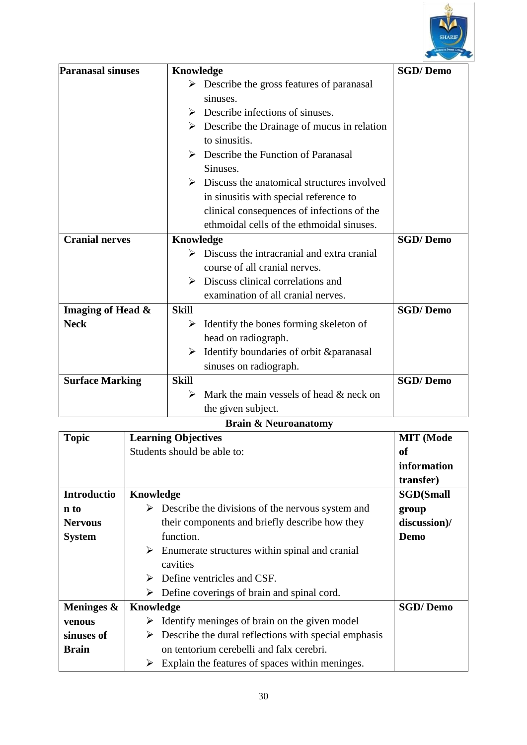| Paranasal sinuses | **Knowledge**<br>➢ Describe the gross features of paranasal sinuses.<br>➢ Describe infections of sinuses.<br>➢ Describe the Drainage of mucus in relation to sinusitis.<br>➢ Describe the Function of Paranasal Sinuses.<br>➢ Discuss the anatomical structures involved in sinusitis with special reference to clinical consequences of infections of the ethmoidal cells of the ethmoidal sinuses. | SGD/ Demo |
|---|---|---|
| **Cranial nerves** | **Knowledge**<br>➢ Discuss the intracranial and extra cranial course of all cranial nerves.<br>➢ Discuss clinical correlations and examination of all cranial nerves. | **SGD/ Demo** |
| **Imaging of Head & Neck** | **Skill**<br>➢ Identify the bones forming skeleton of head on radiograph.<br>➢ Identify boundaries of orbit &paranasal sinuses on radiograph. | **SGD/ Demo** |
| **Surface Marking** | **Skill**<br>➢ Mark the main vessels of head & neck on the given subject. | **SGD/ Demo** |

**Brain & Neuroanatomy**

| Topic | Learning Objectives<br>Students should be able to: | MIT (Mode of information transfer) |
|---|---|---|
| **Introduction to Nervous System** | **Knowledge**<br>➢ Describe the divisions of the nervous system and their components and briefly describe how they function.<br>➢ Enumerate structures within spinal and cranial cavities<br>➢ Define ventricles and CSF.<br>➢ Define coverings of brain and spinal cord. | **SGD(Small group discussion)/ Demo** |
| **Meninges & venous sinuses of Brain** | **Knowledge**<br>➢ Identify meninges of brain on the given model<br>➢ Describe the dural reflections with special emphasis on tentorium cerebelli and falx cerebri.<br>➢ Explain the features of spaces within meninges. | **SGD/ Demo** |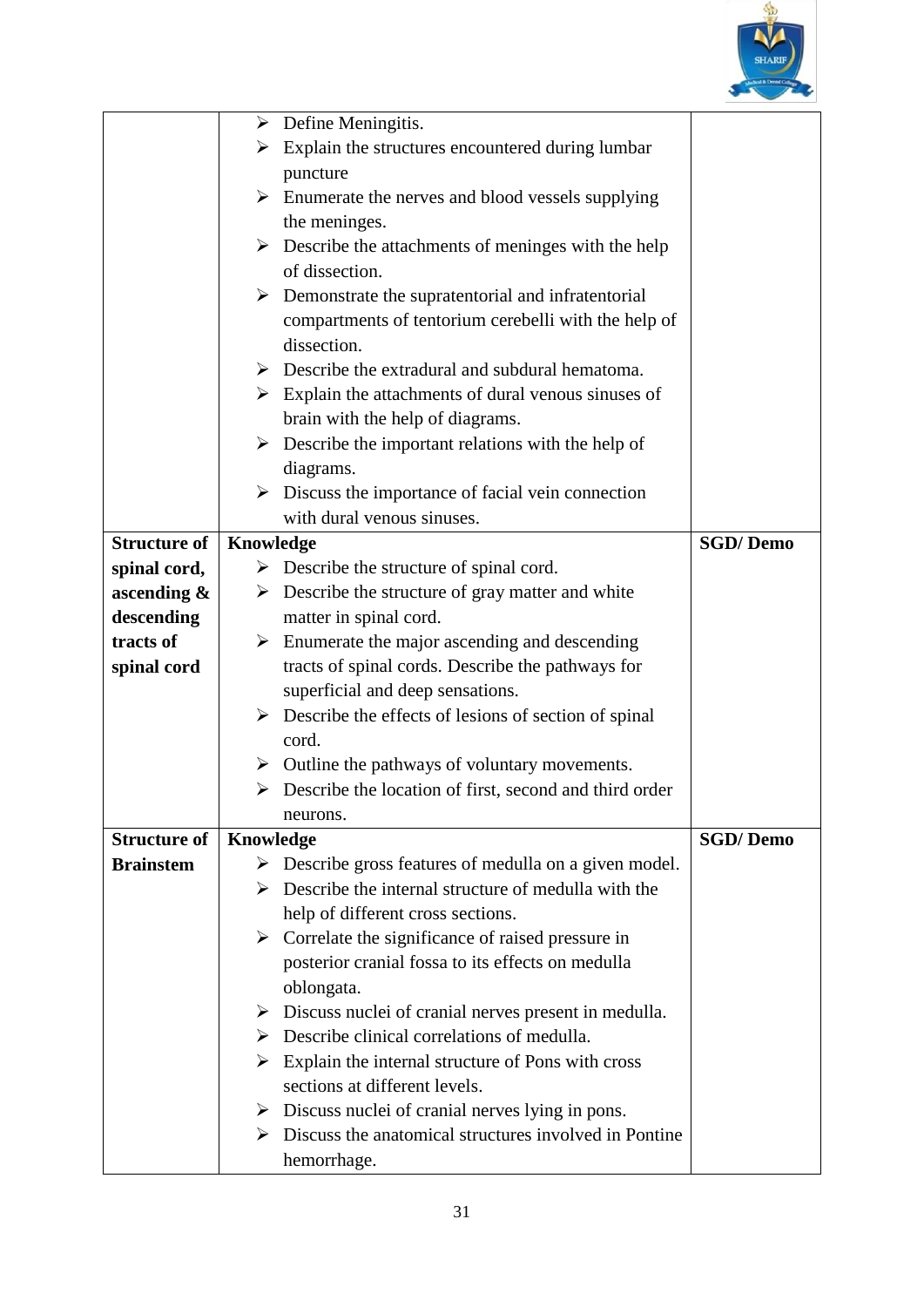| | | |
|---|---|---|
| | ➢ Define Meningitis.<br>➢ Explain the structures encountered during lumbar puncture<br>➢ Enumerate the nerves and blood vessels supplying the meninges.<br>➢ Describe the attachments of meninges with the help of dissection.<br>➢ Demonstrate the supratentorial and infratentorial compartments of tentorium cerebelli with the help of dissection.<br>➢ Describe the extradural and subdural hematoma.<br>➢ Explain the attachments of dural venous sinuses of brain with the help of diagrams.<br>➢ Describe the important relations with the help of diagrams.<br>➢ Discuss the importance of facial vein connection with dural venous sinuses. | |
| **Structure of spinal cord, ascending & descending tracts of spinal cord** | **Knowledge**<br>➢ Describe the structure of spinal cord.<br>➢ Describe the structure of gray matter and white matter in spinal cord.<br>➢ Enumerate the major ascending and descending tracts of spinal cords. Describe the pathways for superficial and deep sensations.<br>➢ Describe the effects of lesions of section of spinal cord.<br>➢ Outline the pathways of voluntary movements.<br>➢ Describe the location of first, second and third order neurons. | **SGD/ Demo** |
| **Structure of Brainstem** | **Knowledge**<br>➢ Describe gross features of medulla on a given model.<br>➢ Describe the internal structure of medulla with the help of different cross sections.<br>➢ Correlate the significance of raised pressure in posterior cranial fossa to its effects on medulla oblongata.<br>➢ Discuss nuclei of cranial nerves present in medulla.<br>➢ Describe clinical correlations of medulla.<br>➢ Explain the internal structure of Pons with cross sections at different levels.<br>➢ Discuss nuclei of cranial nerves lying in pons.<br>➢ Discuss the anatomical structures involved in Pontine hemorrhage. | **SGD/ Demo** |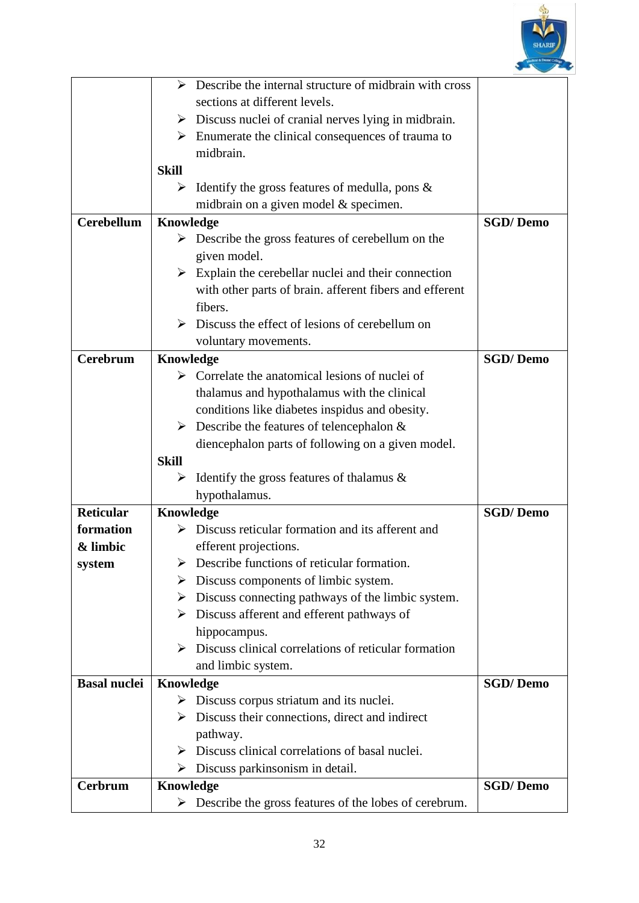| | | |
|---|---|---|
| | ➢ Describe the internal structure of midbrain with cross sections at different levels.<br>➢ Discuss nuclei of cranial nerves lying in midbrain.<br>➢ Enumerate the clinical consequences of trauma to midbrain.<br>**Skill**<br>➢ Identify the gross features of medulla, pons & midbrain on a given model & specimen. | |
| **Cerebellum** | **Knowledge**<br>➢ Describe the gross features of cerebellum on the given model.<br>➢ Explain the cerebellar nuclei and their connection with other parts of brain. afferent fibers and efferent fibers.<br>➢ Discuss the effect of lesions of cerebellum on voluntary movements. | **SGD/ Demo** |
| **Cerebrum** | **Knowledge**<br>➢ Correlate the anatomical lesions of nuclei of thalamus and hypothalamus with the clinical conditions like diabetes inspidus and obesity.<br>➢ Describe the features of telencephalon & diencephalon parts of following on a given model.<br>**Skill**<br>➢ Identify the gross features of thalamus & hypothalamus. | **SGD/ Demo** |
| **Reticular formation & limbic system** | **Knowledge**<br>➢ Discuss reticular formation and its afferent and efferent projections.<br>➢ Describe functions of reticular formation.<br>➢ Discuss components of limbic system.<br>➢ Discuss connecting pathways of the limbic system.<br>➢ Discuss afferent and efferent pathways of hippocampus.<br>➢ Discuss clinical correlations of reticular formation and limbic system. | **SGD/ Demo** |
| **Basal nuclei** | **Knowledge**<br>➢ Discuss corpus striatum and its nuclei.<br>➢ Discuss their connections, direct and indirect pathway.<br>➢ Discuss clinical correlations of basal nuclei.<br>➢ Discuss parkinsonism in detail. | **SGD/ Demo** |
| **Cerbrum** | **Knowledge**<br>➢ Describe the gross features of the lobes of cerebrum. | **SGD/ Demo** |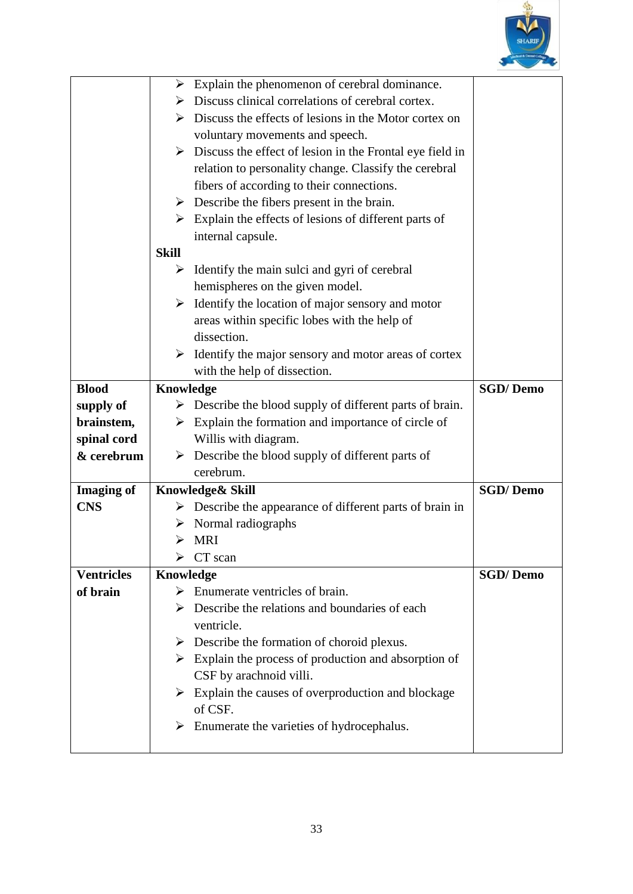| | | |
|---|---|---|
| | ➢ Explain the phenomenon of cerebral dominance.<br>➢ Discuss clinical correlations of cerebral cortex.<br>➢ Discuss the effects of lesions in the Motor cortex on voluntary movements and speech.<br>➢ Discuss the effect of lesion in the Frontal eye field in relation to personality change. Classify the cerebral fibers of according to their connections.<br>➢ Describe the fibers present in the brain.<br>➢ Explain the effects of lesions of different parts of internal capsule.<br>**Skill**<br>➢ Identify the main sulci and gyri of cerebral hemispheres on the given model.<br>➢ Identify the location of major sensory and motor areas within specific lobes with the help of dissection.<br>➢ Identify the major sensory and motor areas of cortex with the help of dissection. | |
| **Blood supply of brainstem, spinal cord & cerebrum** | **Knowledge**<br>➢ Describe the blood supply of different parts of brain.<br>➢ Explain the formation and importance of circle of Willis with diagram.<br>➢ Describe the blood supply of different parts of cerebrum. | **SGD/ Demo** |
| **Imaging of CNS** | **Knowledge& Skill**<br>➢ Describe the appearance of different parts of brain in<br>➢ Normal radiographs<br>➢ MRI<br>➢ CT scan | **SGD/ Demo** |
| **Ventricles of brain** | **Knowledge**<br>➢ Enumerate ventricles of brain.<br>➢ Describe the relations and boundaries of each ventricle.<br>➢ Describe the formation of choroid plexus.<br>➢ Explain the process of production and absorption of CSF by arachnoid villi.<br>➢ Explain the causes of overproduction and blockage of CSF.<br>➢ Enumerate the varieties of hydrocephalus. | **SGD/ Demo** |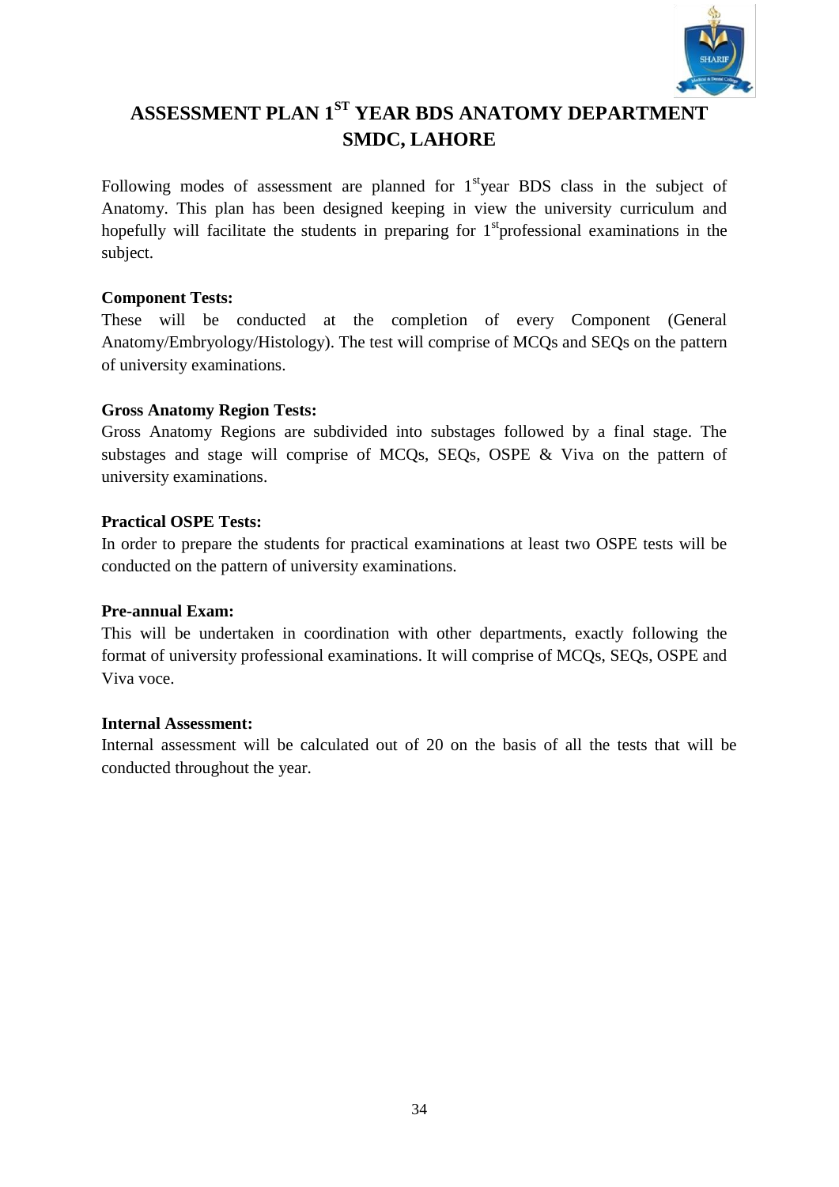# ASSESSMENT PLAN 1ST YEAR BDS ANATOMY DEPARTMENT SMDC, LAHORE

Following modes of assessment are planned for 1st year BDS class in the subject of Anatomy. This plan has been designed keeping in view the university curriculum and hopefully will facilitate the students in preparing for 1st professional examinations in the subject.

**Component Tests:**
These will be conducted at the completion of every Component (General Anatomy/Embryology/Histology). The test will comprise of MCQs and SEQs on the pattern of university examinations.

**Gross Anatomy Region Tests:**
Gross Anatomy Regions are subdivided into substages followed by a final stage. The substages and stage will comprise of MCQs, SEQs, OSPE & Viva on the pattern of university examinations.

**Practical OSPE Tests:**
In order to prepare the students for practical examinations at least two OSPE tests will be conducted on the pattern of university examinations.

**Pre-annual Exam:**
This will be undertaken in coordination with other departments, exactly following the format of university professional examinations. It will comprise of MCQs, SEQs, OSPE and Viva voce.

**Internal Assessment:**
Internal assessment will be calculated out of 20 on the basis of all the tests that will be conducted throughout the year.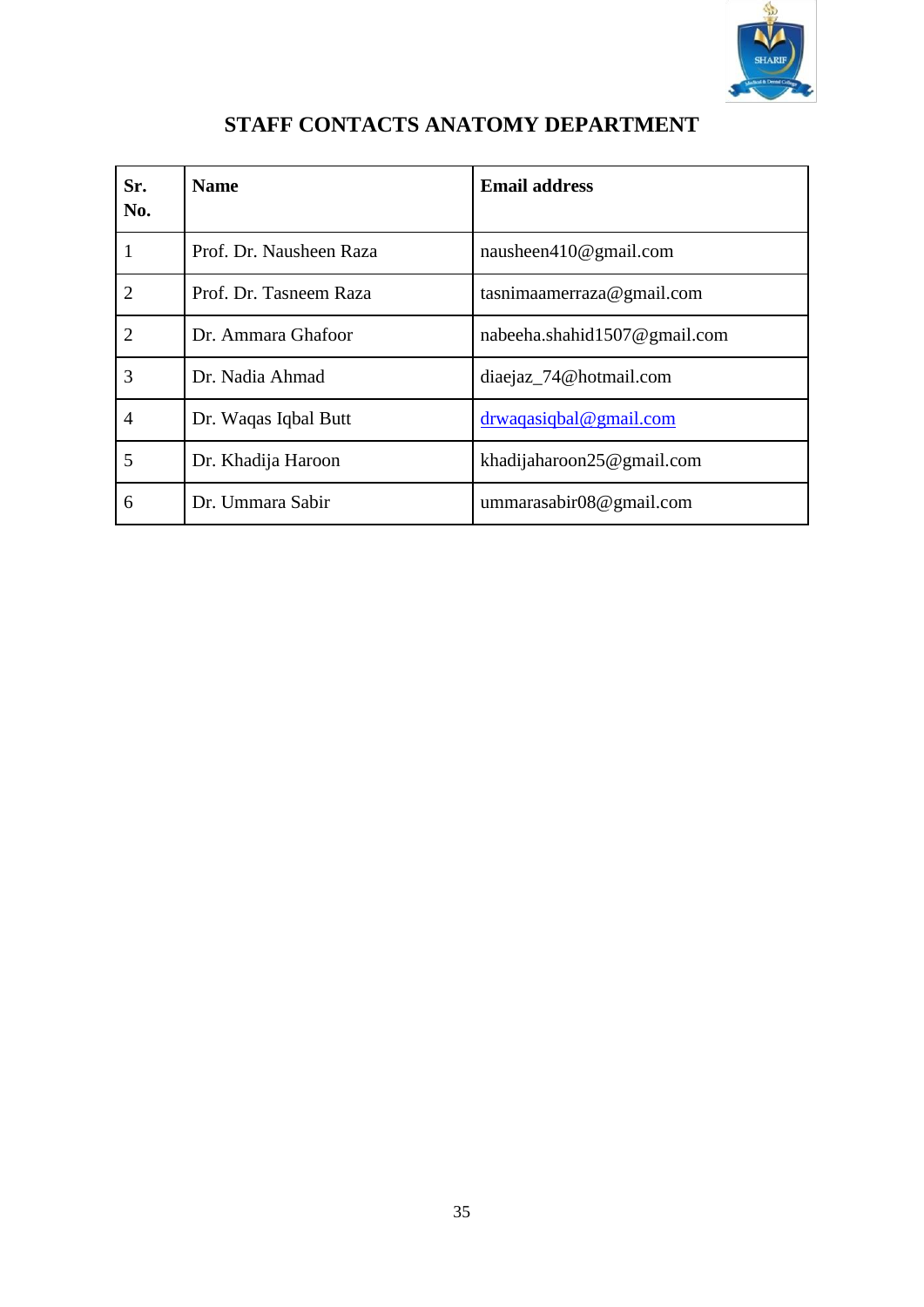# STAFF CONTACTS ANATOMY DEPARTMENT

| Sr. No. | Name | Email address |
|---|---|---|
| 1 | Prof. Dr. Nausheen Raza | nausheen410@gmail.com |
| 2 | Prof. Dr. Tasneem Raza | tasnimaamerraza@gmail.com |
| 2 | Dr. Ammara Ghafoor | nabeeha.shahid1507@gmail.com |
| 3 | Dr. Nadia Ahmad | diaejaz_74@hotmail.com |
| 4 | Dr. Waqas Iqbal Butt | drwaqasiqbal@gmail.com |
| 5 | Dr. Khadija Haroon | khadijaharoon25@gmail.com |
| 6 | Dr. Ummara Sabir | ummarasabir08@gmail.com |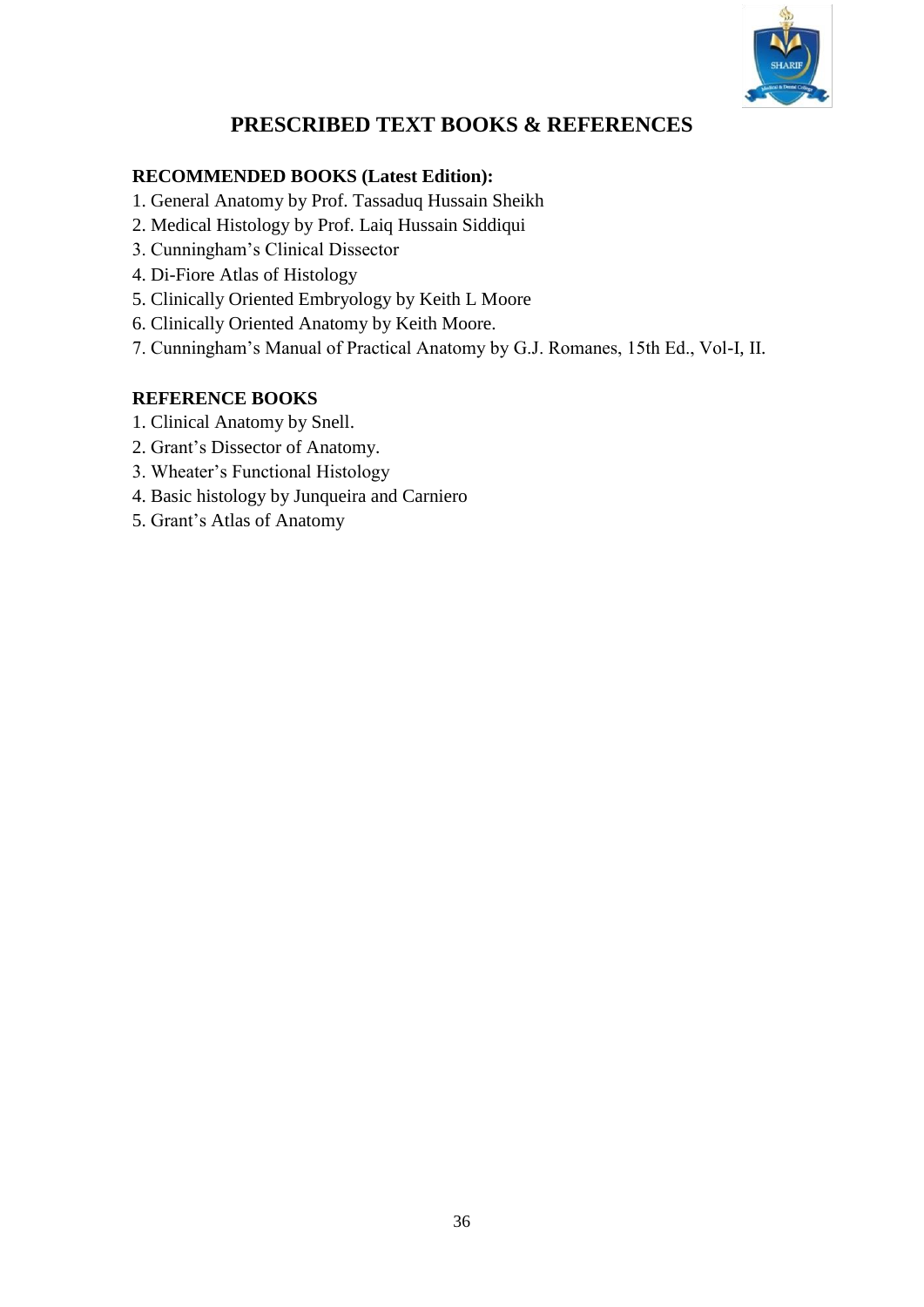# PRESCRIBED TEXT BOOKS & REFERENCES

**RECOMMENDED BOOKS (Latest Edition):**

1. General Anatomy by Prof. Tassaduq Hussain Sheikh
2. Medical Histology by Prof. Laiq Hussain Siddiqui
3. Cunningham's Clinical Dissector
4. Di-Fiore Atlas of Histology
5. Clinically Oriented Embryology by Keith L Moore
6. Clinically Oriented Anatomy by Keith Moore.
7. Cunningham's Manual of Practical Anatomy by G.J. Romanes, 15th Ed., Vol-I, II.

**REFERENCE BOOKS**

1. Clinical Anatomy by Snell.
2. Grant's Dissector of Anatomy.
3. Wheater's Functional Histology
4. Basic histology by Junqueira and Carniero
5. Grant's Atlas of Anatomy